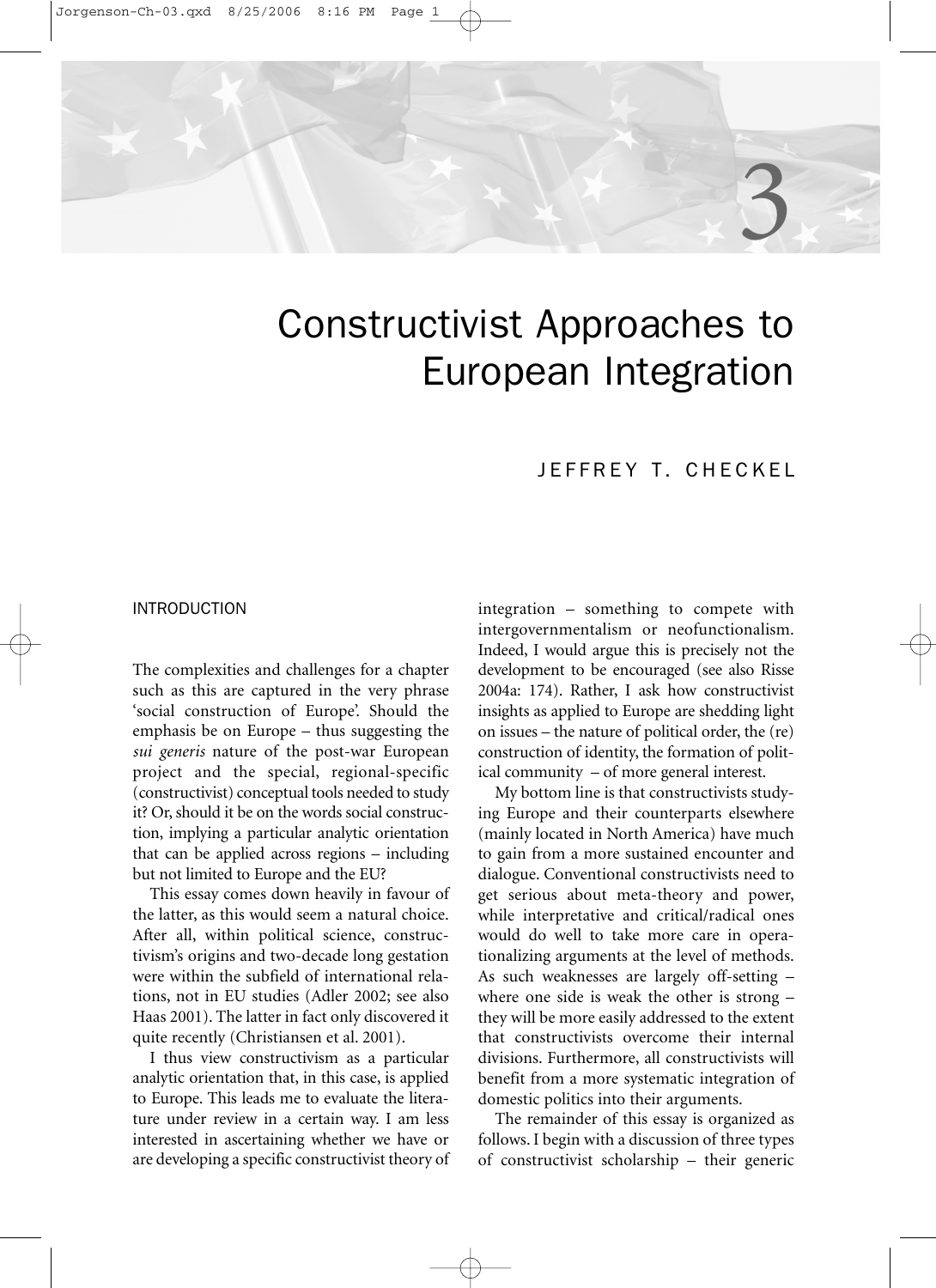# Constructivist Approaches to European Integration

JEFFREY T. CHECKEL

## INTRODUCTION

The complexities and challenges for a chapter such as this are captured in the very phrase 'social construction of Europe'. Should the emphasis be on Europe – thus suggesting the *sui generis* nature of the post-war European project and the special, regional-specific (constructivist) conceptual tools needed to study it? Or, should it be on the words social construction, implying a particular analytic orientation that can be applied across regions – including but not limited to Europe and the EU?

This essay comes down heavily in favour of the latter, as this would seem a natural choice. After all, within political science, constructivism's origins and two-decade long gestation were within the subfield of international relations, not in EU studies (Adler 2002; see also Haas 2001). The latter in fact only discovered it quite recently (Christiansen et al. 2001).

I thus view constructivism as a particular analytic orientation that, in this case, is applied to Europe. This leads me to evaluate the literature under review in a certain way. I am less interested in ascertaining whether we have or are developing a specific constructivist theory of integration – something to compete with intergovernmentalism or neofunctionalism. Indeed, I would argue this is precisely not the development to be encouraged (see also Risse 2004a: 174). Rather, I ask how constructivist insights as applied to Europe are shedding light on issues – the nature of political order, the (re) construction of identity, the formation of political community – of more general interest.

My bottom line is that constructivists studying Europe and their counterparts elsewhere (mainly located in North America) have much to gain from a more sustained encounter and dialogue. Conventional constructivists need to get serious about meta-theory and power, while interpretative and critical/radical ones would do well to take more care in operationalizing arguments at the level of methods. As such weaknesses are largely off-setting – where one side is weak the other is strong – they will be more easily addressed to the extent that constructivists overcome their internal divisions. Furthermore, all constructivists will benefit from a more systematic integration of domestic politics into their arguments.

The remainder of this essay is organized as follows. I begin with a discussion of three types of constructivist scholarship – their generic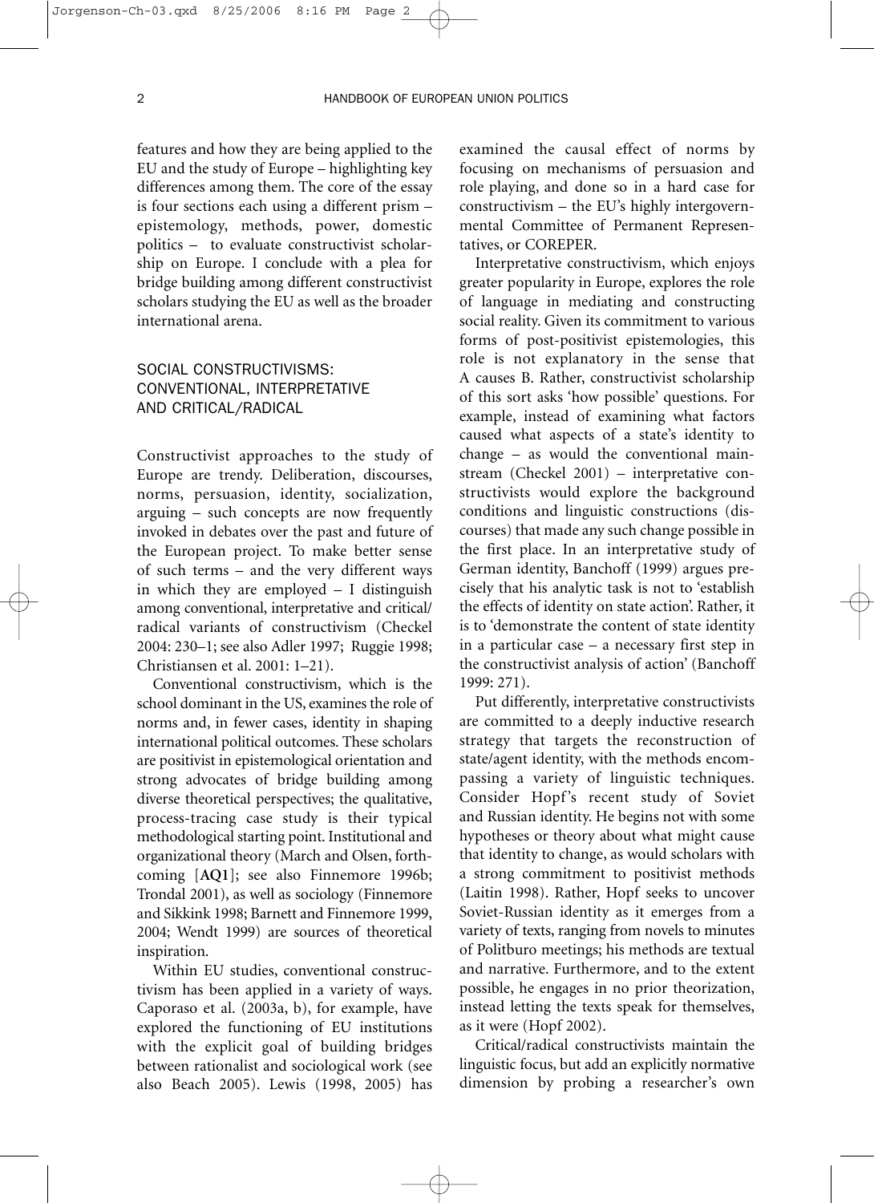features and how they are being applied to the EU and the study of Europe – highlighting key differences among them. The core of the essay is four sections each using a different prism – epistemology, methods, power, domestic politics – to evaluate constructivist scholarship on Europe. I conclude with a plea for bridge building among different constructivist scholars studying the EU as well as the broader international arena.

## SOCIAL CONSTRUCTIVISMS: CONVENTIONAL, INTERPRETATIVE AND CRITICAL/RADICAL

Constructivist approaches to the study of Europe are trendy. Deliberation, discourses, norms, persuasion, identity, socialization, arguing – such concepts are now frequently invoked in debates over the past and future of the European project. To make better sense of such terms – and the very different ways in which they are employed – I distinguish among conventional, interpretative and critical/radical variants of constructivism (Checkel 2004: 230–1; see also Adler 1997; Ruggie 1998; Christiansen et al. 2001: 1–21).

Conventional constructivism, which is the school dominant in the US, examines the role of norms and, in fewer cases, identity in shaping international political outcomes. These scholars are positivist in epistemological orientation and strong advocates of bridge building among diverse theoretical perspectives; the qualitative, process-tracing case study is their typical methodological starting point. Institutional and organizational theory (March and Olsen, forthcoming [**AQ1**]; see also Finnemore 1996b; Trondal 2001), as well as sociology (Finnemore and Sikkink 1998; Barnett and Finnemore 1999, 2004; Wendt 1999) are sources of theoretical inspiration.

Within EU studies, conventional constructivism has been applied in a variety of ways. Caporaso et al. (2003a, b), for example, have explored the functioning of EU institutions with the explicit goal of building bridges between rationalist and sociological work (see also Beach 2005). Lewis (1998, 2005) has examined the causal effect of norms by focusing on mechanisms of persuasion and role playing, and done so in a hard case for constructivism – the EU's highly intergovernmental Committee of Permanent Representatives, or COREPER.

Interpretative constructivism, which enjoys greater popularity in Europe, explores the role of language in mediating and constructing social reality. Given its commitment to various forms of post-positivist epistemologies, this role is not explanatory in the sense that A causes B. Rather, constructivist scholarship of this sort asks 'how possible' questions. For example, instead of examining what factors caused what aspects of a state's identity to change – as would the conventional mainstream (Checkel 2001) – interpretative constructivists would explore the background conditions and linguistic constructions (discourses) that made any such change possible in the first place. In an interpretative study of German identity, Banchoff (1999) argues precisely that his analytic task is not to 'establish the effects of identity on state action'. Rather, it is to 'demonstrate the content of state identity in a particular case – a necessary first step in the constructivist analysis of action' (Banchoff 1999: 271).

Put differently, interpretative constructivists are committed to a deeply inductive research strategy that targets the reconstruction of state/agent identity, with the methods encompassing a variety of linguistic techniques. Consider Hopf's recent study of Soviet and Russian identity. He begins not with some hypotheses or theory about what might cause that identity to change, as would scholars with a strong commitment to positivist methods (Laitin 1998). Rather, Hopf seeks to uncover Soviet-Russian identity as it emerges from a variety of texts, ranging from novels to minutes of Politburo meetings; his methods are textual and narrative. Furthermore, and to the extent possible, he engages in no prior theorization, instead letting the texts speak for themselves, as it were (Hopf 2002).

Critical/radical constructivists maintain the linguistic focus, but add an explicitly normative dimension by probing a researcher's own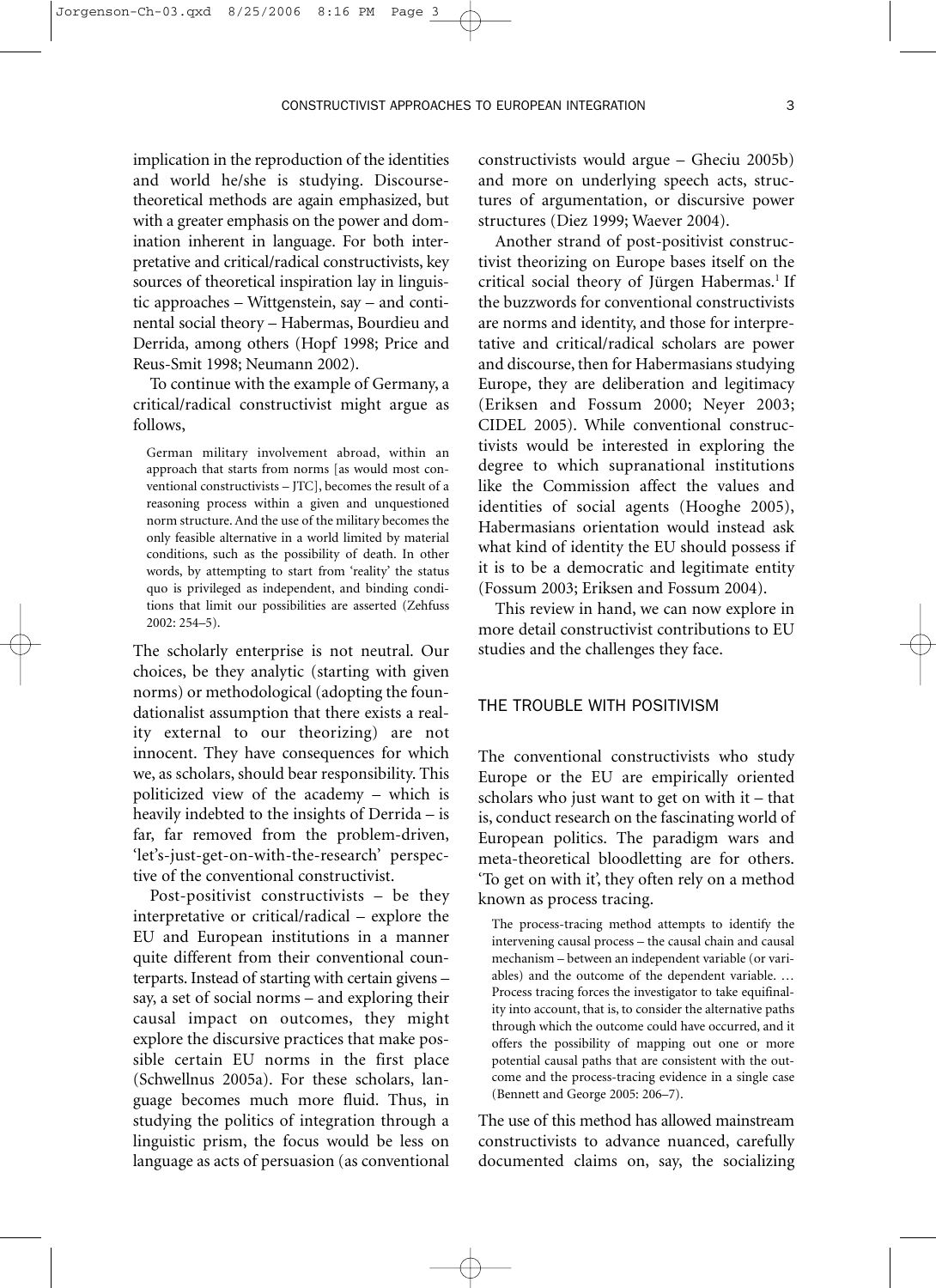implication in the reproduction of the identities and world he/she is studying. Discourse-theoretical methods are again emphasized, but with a greater emphasis on the power and domination inherent in language. For both interpretative and critical/radical constructivists, key sources of theoretical inspiration lay in linguistic approaches – Wittgenstein, say – and continental social theory – Habermas, Bourdieu and Derrida, among others (Hopf 1998; Price and Reus-Smit 1998; Neumann 2002).

To continue with the example of Germany, a critical/radical constructivist might argue as follows,

> German military involvement abroad, within an approach that starts from norms [as would most conventional constructivists – JTC], becomes the result of a reasoning process within a given and unquestioned norm structure. And the use of the military becomes the only feasible alternative in a world limited by material conditions, such as the possibility of death. In other words, by attempting to start from 'reality' the status quo is privileged as independent, and binding conditions that limit our possibilities are asserted (Zehfuss 2002: 254–5).

The scholarly enterprise is not neutral. Our choices, be they analytic (starting with given norms) or methodological (adopting the foundationalist assumption that there exists a reality external to our theorizing) are not innocent. They have consequences for which we, as scholars, should bear responsibility. This politicized view of the academy – which is heavily indebted to the insights of Derrida – is far, far removed from the problem-driven, 'let's-just-get-on-with-the-research' perspective of the conventional constructivist.

Post-positivist constructivists – be they interpretative or critical/radical – explore the EU and European institutions in a manner quite different from their conventional counterparts. Instead of starting with certain givens – say, a set of social norms – and exploring their causal impact on outcomes, they might explore the discursive practices that make possible certain EU norms in the first place (Schwellnus 2005a). For these scholars, language becomes much more fluid. Thus, in studying the politics of integration through a linguistic prism, the focus would be less on language as acts of persuasion (as conventional constructivists would argue – Gheciu 2005b) and more on underlying speech acts, structures of argumentation, or discursive power structures (Diez 1999; Waever 2004).

Another strand of post-positivist constructivist theorizing on Europe bases itself on the critical social theory of Jürgen Habermas.[1] If the buzzwords for conventional constructivists are norms and identity, and those for interpretative and critical/radical scholars are power and discourse, then for Habermasians studying Europe, they are deliberation and legitimacy (Eriksen and Fossum 2000; Neyer 2003; CIDEL 2005). While conventional constructivists would be interested in exploring the degree to which supranational institutions like the Commission affect the values and identities of social agents (Hooghe 2005), Habermasians orientation would instead ask what kind of identity the EU should possess if it is to be a democratic and legitimate entity (Fossum 2003; Eriksen and Fossum 2004).

This review in hand, we can now explore in more detail constructivist contributions to EU studies and the challenges they face.

## THE TROUBLE WITH POSITIVISM

The conventional constructivists who study Europe or the EU are empirically oriented scholars who just want to get on with it – that is, conduct research on the fascinating world of European politics. The paradigm wars and meta-theoretical bloodletting are for others. 'To get on with it', they often rely on a method known as process tracing.

> The process-tracing method attempts to identify the intervening causal process – the causal chain and causal mechanism – between an independent variable (or variables) and the outcome of the dependent variable. … Process tracing forces the investigator to take equifinality into account, that is, to consider the alternative paths through which the outcome could have occurred, and it offers the possibility of mapping out one or more potential causal paths that are consistent with the outcome and the process-tracing evidence in a single case (Bennett and George 2005: 206–7).

The use of this method has allowed mainstream constructivists to advance nuanced, carefully documented claims on, say, the socializing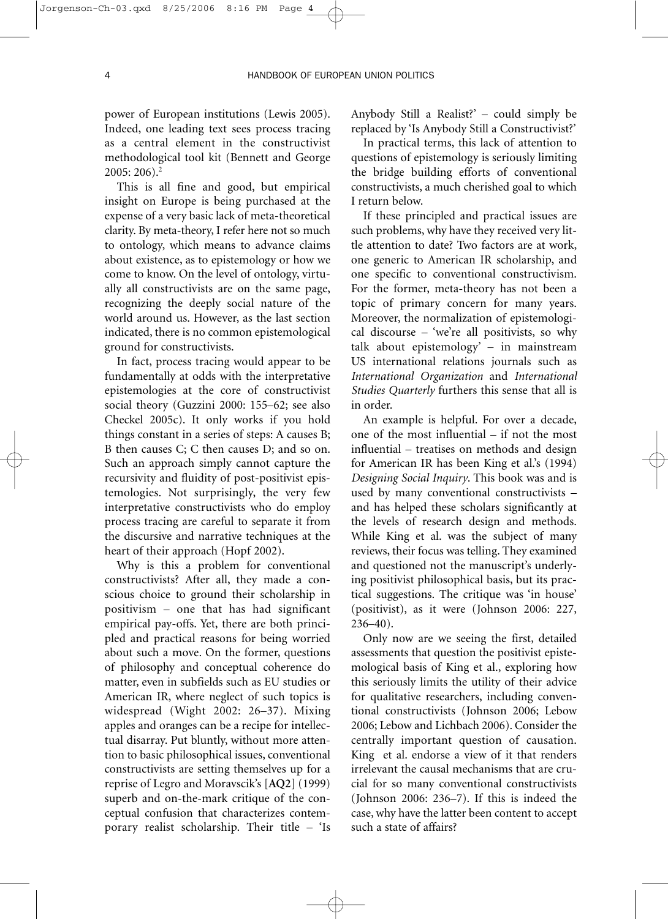power of European institutions (Lewis 2005). Indeed, one leading text sees process tracing as a central element in the constructivist methodological tool kit (Bennett and George 2005: 206).[2]

This is all fine and good, but empirical insight on Europe is being purchased at the expense of a very basic lack of meta-theoretical clarity. By meta-theory, I refer here not so much to ontology, which means to advance claims about existence, as to epistemology or how we come to know. On the level of ontology, virtually all constructivists are on the same page, recognizing the deeply social nature of the world around us. However, as the last section indicated, there is no common epistemological ground for constructivists.

In fact, process tracing would appear to be fundamentally at odds with the interpretative epistemologies at the core of constructivist social theory (Guzzini 2000: 155–62; see also Checkel 2005c). It only works if you hold things constant in a series of steps: A causes B; B then causes C; C then causes D; and so on. Such an approach simply cannot capture the recursivity and fluidity of post-positivist epistemologies. Not surprisingly, the very few interpretative constructivists who do employ process tracing are careful to separate it from the discursive and narrative techniques at the heart of their approach (Hopf 2002).

Why is this a problem for conventional constructivists? After all, they made a conscious choice to ground their scholarship in positivism – one that has had significant empirical pay-offs. Yet, there are both principled and practical reasons for being worried about such a move. On the former, questions of philosophy and conceptual coherence do matter, even in subfields such as EU studies or American IR, where neglect of such topics is widespread (Wight 2002: 26–37). Mixing apples and oranges can be a recipe for intellectual disarray. Put bluntly, without more attention to basic philosophical issues, conventional constructivists are setting themselves up for a reprise of Legro and Moravscik's [**AQ2**] (1999) superb and on-the-mark critique of the conceptual confusion that characterizes contemporary realist scholarship. Their title – 'Is Anybody Still a Realist?' – could simply be replaced by 'Is Anybody Still a Constructivist?'

In practical terms, this lack of attention to questions of epistemology is seriously limiting the bridge building efforts of conventional constructivists, a much cherished goal to which I return below.

If these principled and practical issues are such problems, why have they received very little attention to date? Two factors are at work, one generic to American IR scholarship, and one specific to conventional constructivism. For the former, meta-theory has not been a topic of primary concern for many years. Moreover, the normalization of epistemological discourse – 'we're all positivists, so why talk about epistemology' – in mainstream US international relations journals such as *International Organization* and *International Studies Quarterly* furthers this sense that all is in order.

An example is helpful. For over a decade, one of the most influential – if not the most influential – treatises on methods and design for American IR has been King et al.'s (1994) *Designing Social Inquiry*. This book was and is used by many conventional constructivists – and has helped these scholars significantly at the levels of research design and methods. While King et al. was the subject of many reviews, their focus was telling. They examined and questioned not the manuscript's underlying positivist philosophical basis, but its practical suggestions. The critique was 'in house' (positivist), as it were (Johnson 2006: 227, 236–40).

Only now are we seeing the first, detailed assessments that question the positivist epistemological basis of King et al., exploring how this seriously limits the utility of their advice for qualitative researchers, including conventional constructivists (Johnson 2006; Lebow 2006; Lebow and Lichbach 2006). Consider the centrally important question of causation. King et al. endorse a view of it that renders irrelevant the causal mechanisms that are crucial for so many conventional constructivists (Johnson 2006: 236–7). If this is indeed the case, why have the latter been content to accept such a state of affairs?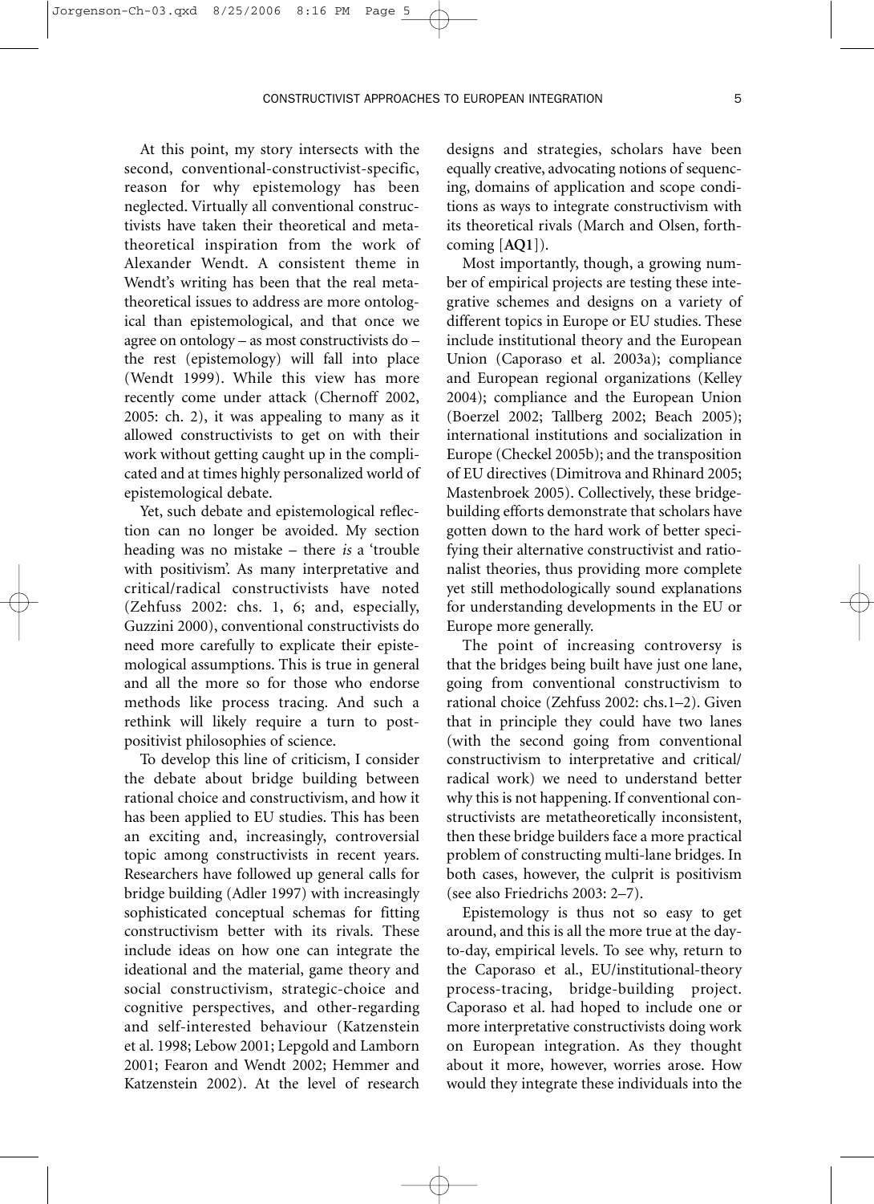At this point, my story intersects with the second, conventional-constructivist-specific, reason for why epistemology has been neglected. Virtually all conventional constructivists have taken their theoretical and metatheoretical inspiration from the work of Alexander Wendt. A consistent theme in Wendt's writing has been that the real metatheoretical issues to address are more ontological than epistemological, and that once we agree on ontology – as most constructivists do – the rest (epistemology) will fall into place (Wendt 1999). While this view has more recently come under attack (Chernoff 2002, 2005: ch. 2), it was appealing to many as it allowed constructivists to get on with their work without getting caught up in the complicated and at times highly personalized world of epistemological debate.

Yet, such debate and epistemological reflection can no longer be avoided. My section heading was no mistake – there *is* a 'trouble with positivism'. As many interpretative and critical/radical constructivists have noted (Zehfuss 2002: chs. 1, 6; and, especially, Guzzini 2000), conventional constructivists do need more carefully to explicate their epistemological assumptions. This is true in general and all the more so for those who endorse methods like process tracing. And such a rethink will likely require a turn to post-positivist philosophies of science.

To develop this line of criticism, I consider the debate about bridge building between rational choice and constructivism, and how it has been applied to EU studies. This has been an exciting and, increasingly, controversial topic among constructivists in recent years. Researchers have followed up general calls for bridge building (Adler 1997) with increasingly sophisticated conceptual schemas for fitting constructivism better with its rivals. These include ideas on how one can integrate the ideational and the material, game theory and social constructivism, strategic-choice and cognitive perspectives, and other-regarding and self-interested behaviour (Katzenstein et al. 1998; Lebow 2001; Lepgold and Lamborn 2001; Fearon and Wendt 2002; Hemmer and Katzenstein 2002). At the level of research designs and strategies, scholars have been equally creative, advocating notions of sequencing, domains of application and scope conditions as ways to integrate constructivism with its theoretical rivals (March and Olsen, forthcoming [**AQ1**]).

Most importantly, though, a growing number of empirical projects are testing these integrative schemes and designs on a variety of different topics in Europe or EU studies. These include institutional theory and the European Union (Caporaso et al. 2003a); compliance and European regional organizations (Kelley 2004); compliance and the European Union (Boerzel 2002; Tallberg 2002; Beach 2005); international institutions and socialization in Europe (Checkel 2005b); and the transposition of EU directives (Dimitrova and Rhinard 2005; Mastenbroek 2005). Collectively, these bridge-building efforts demonstrate that scholars have gotten down to the hard work of better specifying their alternative constructivist and rationalist theories, thus providing more complete yet still methodologically sound explanations for understanding developments in the EU or Europe more generally.

The point of increasing controversy is that the bridges being built have just one lane, going from conventional constructivism to rational choice (Zehfuss 2002: chs.1–2). Given that in principle they could have two lanes (with the second going from conventional constructivism to interpretative and critical/radical work) we need to understand better why this is not happening. If conventional constructivists are metatheoretically inconsistent, then these bridge builders face a more practical problem of constructing multi-lane bridges. In both cases, however, the culprit is positivism (see also Friedrichs 2003: 2–7).

Epistemology is thus not so easy to get around, and this is all the more true at the day-to-day, empirical levels. To see why, return to the Caporaso et al., EU/institutional-theory process-tracing, bridge-building project. Caporaso et al. had hoped to include one or more interpretative constructivists doing work on European integration. As they thought about it more, however, worries arose. How would they integrate these individuals into the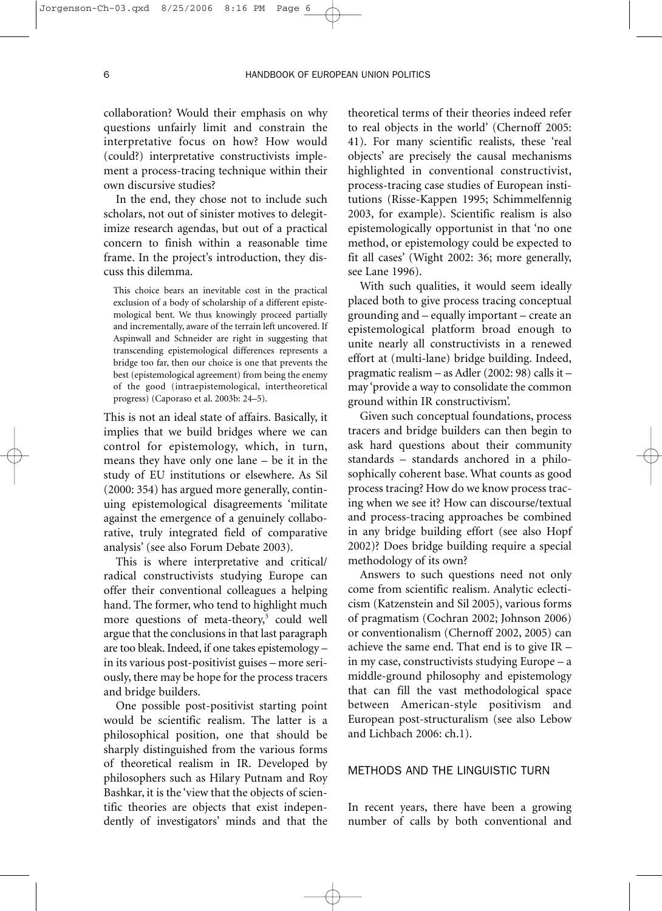collaboration? Would their emphasis on why questions unfairly limit and constrain the interpretative focus on how? How would (could?) interpretative constructivists implement a process-tracing technique within their own discursive studies?

In the end, they chose not to include such scholars, not out of sinister motives to delegitimize research agendas, but out of a practical concern to finish within a reasonable time frame. In the project's introduction, they discuss this dilemma.

> This choice bears an inevitable cost in the practical exclusion of a body of scholarship of a different epistemological bent. We thus knowingly proceed partially and incrementally, aware of the terrain left uncovered. If Aspinwall and Schneider are right in suggesting that transcending epistemological differences represents a bridge too far, then our choice is one that prevents the best (epistemological agreement) from being the enemy of the good (intraepistemological, intertheoretical progress) (Caporaso et al. 2003b: 24–5).

This is not an ideal state of affairs. Basically, it implies that we build bridges where we can control for epistemology, which, in turn, means they have only one lane – be it in the study of EU institutions or elsewhere. As Sil (2000: 354) has argued more generally, continuing epistemological disagreements 'militate against the emergence of a genuinely collaborative, truly integrated field of comparative analysis' (see also Forum Debate 2003).

This is where interpretative and critical/radical constructivists studying Europe can offer their conventional colleagues a helping hand. The former, who tend to highlight much more questions of meta-theory,[3] could well argue that the conclusions in that last paragraph are too bleak. Indeed, if one takes epistemology – in its various post-positivist guises – more seriously, there may be hope for the process tracers and bridge builders.

One possible post-positivist starting point would be scientific realism. The latter is a philosophical position, one that should be sharply distinguished from the various forms of theoretical realism in IR. Developed by philosophers such as Hilary Putnam and Roy Bashkar, it is the 'view that the objects of scientific theories are objects that exist independently of investigators' minds and that the theoretical terms of their theories indeed refer to real objects in the world' (Chernoff 2005: 41). For many scientific realists, these 'real objects' are precisely the causal mechanisms highlighted in conventional constructivist, process-tracing case studies of European institutions (Risse-Kappen 1995; Schimmelfennig 2003, for example). Scientific realism is also epistemologically opportunist in that 'no one method, or epistemology could be expected to fit all cases' (Wight 2002: 36; more generally, see Lane 1996).

With such qualities, it would seem ideally placed both to give process tracing conceptual grounding and – equally important – create an epistemological platform broad enough to unite nearly all constructivists in a renewed effort at (multi-lane) bridge building. Indeed, pragmatic realism – as Adler (2002: 98) calls it – may 'provide a way to consolidate the common ground within IR constructivism'.

Given such conceptual foundations, process tracers and bridge builders can then begin to ask hard questions about their community standards – standards anchored in a philosophically coherent base. What counts as good process tracing? How do we know process tracing when we see it? How can discourse/textual and process-tracing approaches be combined in any bridge building effort (see also Hopf 2002)? Does bridge building require a special methodology of its own?

Answers to such questions need not only come from scientific realism. Analytic eclecticism (Katzenstein and Sil 2005), various forms of pragmatism (Cochran 2002; Johnson 2006) or conventionalism (Chernoff 2002, 2005) can achieve the same end. That end is to give IR – in my case, constructivists studying Europe – a middle-ground philosophy and epistemology that can fill the vast methodological space between American-style positivism and European post-structuralism (see also Lebow and Lichbach 2006: ch.1).

## METHODS AND THE LINGUISTIC TURN

In recent years, there have been a growing number of calls by both conventional and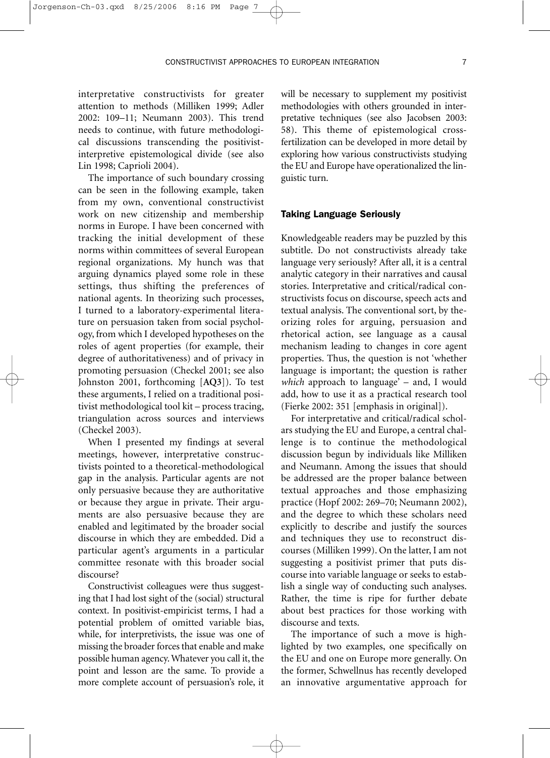interpretative constructivists for greater attention to methods (Milliken 1999; Adler 2002: 109–11; Neumann 2003). This trend needs to continue, with future methodological discussions transcending the positivist-interpretive epistemological divide (see also Lin 1998; Caprioli 2004).

The importance of such boundary crossing can be seen in the following example, taken from my own, conventional constructivist work on new citizenship and membership norms in Europe. I have been concerned with tracking the initial development of these norms within committees of several European regional organizations. My hunch was that arguing dynamics played some role in these settings, thus shifting the preferences of national agents. In theorizing such processes, I turned to a laboratory-experimental literature on persuasion taken from social psychology, from which I developed hypotheses on the roles of agent properties (for example, their degree of authoritativeness) and of privacy in promoting persuasion (Checkel 2001; see also Johnston 2001, forthcoming [**AQ3**]). To test these arguments, I relied on a traditional positivist methodological tool kit – process tracing, triangulation across sources and interviews (Checkel 2003).

When I presented my findings at several meetings, however, interpretative constructivists pointed to a theoretical-methodological gap in the analysis. Particular agents are not only persuasive because they are authoritative or because they argue in private. Their arguments are also persuasive because they are enabled and legitimated by the broader social discourse in which they are embedded. Did a particular agent's arguments in a particular committee resonate with this broader social discourse?

Constructivist colleagues were thus suggesting that I had lost sight of the (social) structural context. In positivist-empiricist terms, I had a potential problem of omitted variable bias, while, for interpretivists, the issue was one of missing the broader forces that enable and make possible human agency. Whatever you call it, the point and lesson are the same. To provide a more complete account of persuasion's role, it will be necessary to supplement my positivist methodologies with others grounded in interpretative techniques (see also Jacobsen 2003: 58). This theme of epistemological cross-fertilization can be developed in more detail by exploring how various constructivists studying the EU and Europe have operationalized the linguistic turn.

## Taking Language Seriously

Knowledgeable readers may be puzzled by this subtitle. Do not constructivists already take language very seriously? After all, it is a central analytic category in their narratives and causal stories. Interpretative and critical/radical constructivists focus on discourse, speech acts and textual analysis. The conventional sort, by theorizing roles for arguing, persuasion and rhetorical action, see language as a causal mechanism leading to changes in core agent properties. Thus, the question is not 'whether language is important; the question is rather *which* approach to language' – and, I would add, how to use it as a practical research tool (Fierke 2002: 351 [emphasis in original]).

For interpretative and critical/radical scholars studying the EU and Europe, a central challenge is to continue the methodological discussion begun by individuals like Milliken and Neumann. Among the issues that should be addressed are the proper balance between textual approaches and those emphasizing practice (Hopf 2002: 269–70; Neumann 2002), and the degree to which these scholars need explicitly to describe and justify the sources and techniques they use to reconstruct discourses (Milliken 1999). On the latter, I am not suggesting a positivist primer that puts discourse into variable language or seeks to establish a single way of conducting such analyses. Rather, the time is ripe for further debate about best practices for those working with discourse and texts.

The importance of such a move is highlighted by two examples, one specifically on the EU and one on Europe more generally. On the former, Schwellnus has recently developed an innovative argumentative approach for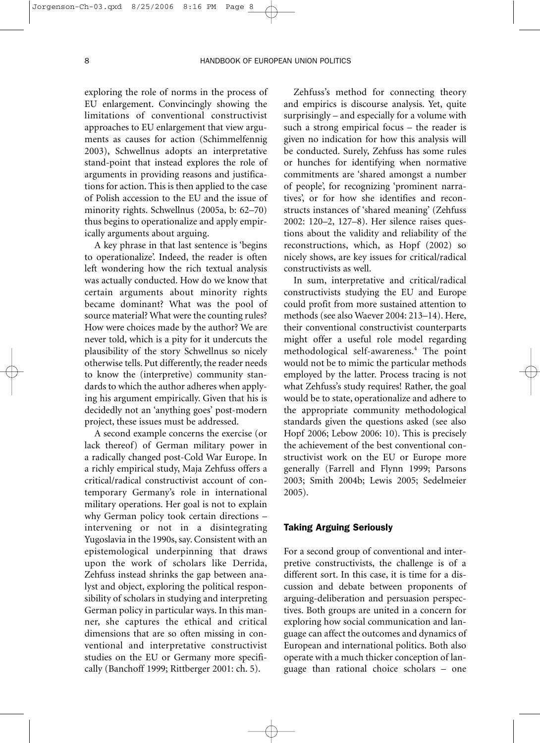exploring the role of norms in the process of EU enlargement. Convincingly showing the limitations of conventional constructivist approaches to EU enlargement that view arguments as causes for action (Schimmelfennig 2003), Schwellnus adopts an interpretative stand-point that instead explores the role of arguments in providing reasons and justifications for action. This is then applied to the case of Polish accession to the EU and the issue of minority rights. Schwellnus (2005a, b: 62–70) thus begins to operationalize and apply empirically arguments about arguing.

A key phrase in that last sentence is 'begins to operationalize'. Indeed, the reader is often left wondering how the rich textual analysis was actually conducted. How do we know that certain arguments about minority rights became dominant? What was the pool of source material? What were the counting rules? How were choices made by the author? We are never told, which is a pity for it undercuts the plausibility of the story Schwellnus so nicely otherwise tells. Put differently, the reader needs to know the (interpretive) community standards to which the author adheres when applying his argument empirically. Given that his is decidedly not an 'anything goes' post-modern project, these issues must be addressed.

A second example concerns the exercise (or lack thereof) of German military power in a radically changed post-Cold War Europe. In a richly empirical study, Maja Zehfuss offers a critical/radical constructivist account of contemporary Germany's role in international military operations. Her goal is not to explain why German policy took certain directions – intervening or not in a disintegrating Yugoslavia in the 1990s, say. Consistent with an epistemological underpinning that draws upon the work of scholars like Derrida, Zehfuss instead shrinks the gap between analyst and object, exploring the political responsibility of scholars in studying and interpreting German policy in particular ways. In this manner, she captures the ethical and critical dimensions that are so often missing in conventional and interpretative constructivist studies on the EU or Germany more specifically (Banchoff 1999; Rittberger 2001: ch. 5).

Zehfuss's method for connecting theory and empirics is discourse analysis. Yet, quite surprisingly – and especially for a volume with such a strong empirical focus – the reader is given no indication for how this analysis will be conducted. Surely, Zehfuss has some rules or hunches for identifying when normative commitments are 'shared amongst a number of people', for recognizing 'prominent narratives', or for how she identifies and reconstructs instances of 'shared meaning' (Zehfuss 2002: 120–2, 127–8). Her silence raises questions about the validity and reliability of the reconstructions, which, as Hopf (2002) so nicely shows, are key issues for critical/radical constructivists as well.

In sum, interpretative and critical/radical constructivists studying the EU and Europe could profit from more sustained attention to methods (see also Waever 2004: 213–14). Here, their conventional constructivist counterparts might offer a useful role model regarding methodological self-awareness.[4] The point would not be to mimic the particular methods employed by the latter. Process tracing is not what Zehfuss's study requires! Rather, the goal would be to state, operationalize and adhere to the appropriate community methodological standards given the questions asked (see also Hopf 2006; Lebow 2006: 10). This is precisely the achievement of the best conventional constructivist work on the EU or Europe more generally (Farrell and Flynn 1999; Parsons 2003; Smith 2004b; Lewis 2005; Sedelmeier 2005).

## Taking Arguing Seriously

For a second group of conventional and interpretive constructivists, the challenge is of a different sort. In this case, it is time for a discussion and debate between proponents of arguing-deliberation and persuasion perspectives. Both groups are united in a concern for exploring how social communication and language can affect the outcomes and dynamics of European and international politics. Both also operate with a much thicker conception of language than rational choice scholars – one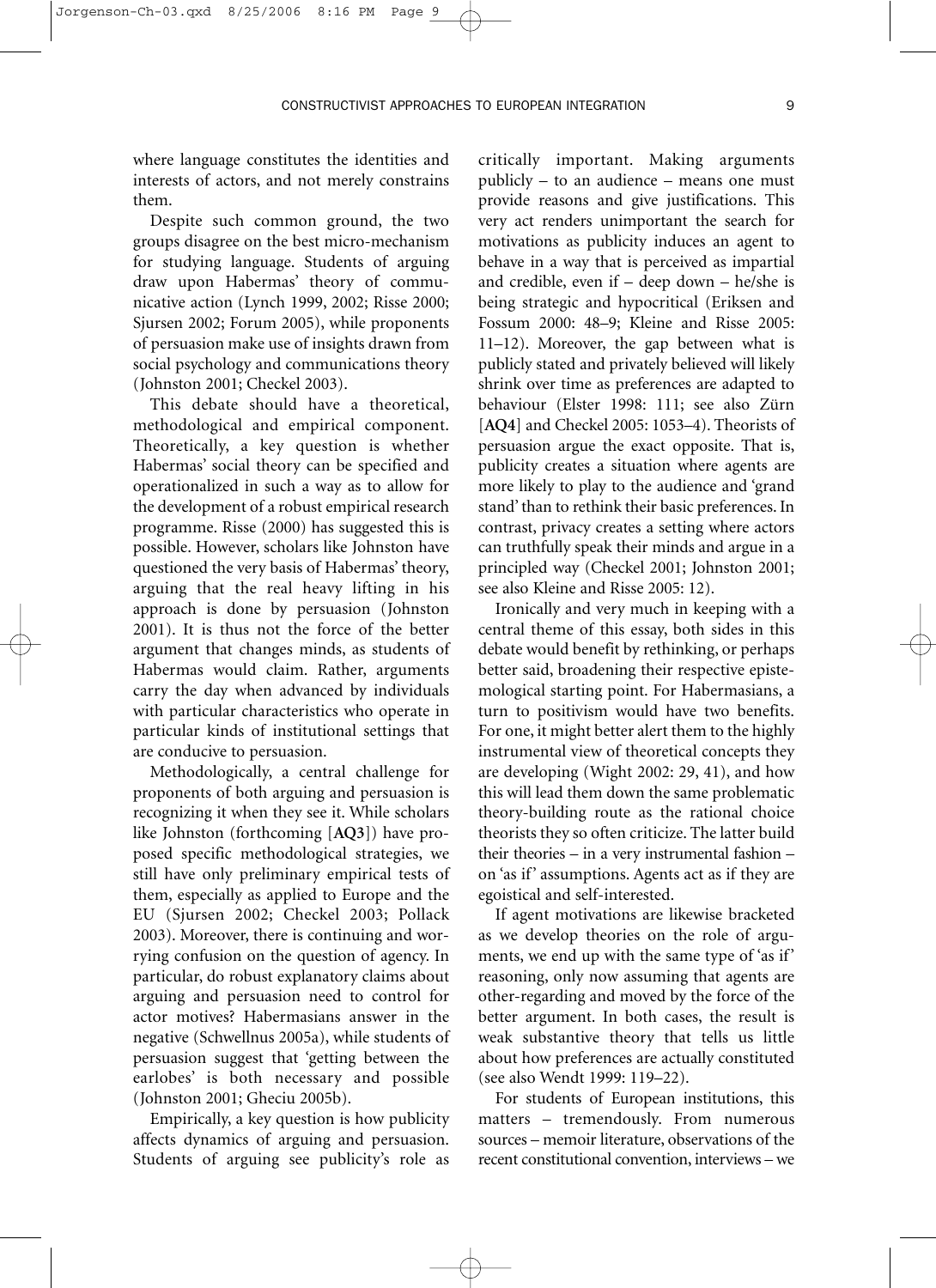where language constitutes the identities and interests of actors, and not merely constrains them.

Despite such common ground, the two groups disagree on the best micro-mechanism for studying language. Students of arguing draw upon Habermas' theory of communicative action (Lynch 1999, 2002; Risse 2000; Sjursen 2002; Forum 2005), while proponents of persuasion make use of insights drawn from social psychology and communications theory (Johnston 2001; Checkel 2003).

This debate should have a theoretical, methodological and empirical component. Theoretically, a key question is whether Habermas' social theory can be specified and operationalized in such a way as to allow for the development of a robust empirical research programme. Risse (2000) has suggested this is possible. However, scholars like Johnston have questioned the very basis of Habermas' theory, arguing that the real heavy lifting in his approach is done by persuasion (Johnston 2001). It is thus not the force of the better argument that changes minds, as students of Habermas would claim. Rather, arguments carry the day when advanced by individuals with particular characteristics who operate in particular kinds of institutional settings that are conducive to persuasion.

Methodologically, a central challenge for proponents of both arguing and persuasion is recognizing it when they see it. While scholars like Johnston (forthcoming [**AQ3**]) have proposed specific methodological strategies, we still have only preliminary empirical tests of them, especially as applied to Europe and the EU (Sjursen 2002; Checkel 2003; Pollack 2003). Moreover, there is continuing and worrying confusion on the question of agency. In particular, do robust explanatory claims about arguing and persuasion need to control for actor motives? Habermasians answer in the negative (Schwellnus 2005a), while students of persuasion suggest that 'getting between the earlobes' is both necessary and possible (Johnston 2001; Gheciu 2005b).

Empirically, a key question is how publicity affects dynamics of arguing and persuasion. Students of arguing see publicity's role as critically important. Making arguments publicly – to an audience – means one must provide reasons and give justifications. This very act renders unimportant the search for motivations as publicity induces an agent to behave in a way that is perceived as impartial and credible, even if – deep down – he/she is being strategic and hypocritical (Eriksen and Fossum 2000: 48–9; Kleine and Risse 2005: 11–12). Moreover, the gap between what is publicly stated and privately believed will likely shrink over time as preferences are adapted to behaviour (Elster 1998: 111; see also Zürn [**AQ4**] and Checkel 2005: 1053–4). Theorists of persuasion argue the exact opposite. That is, publicity creates a situation where agents are more likely to play to the audience and 'grand stand' than to rethink their basic preferences. In contrast, privacy creates a setting where actors can truthfully speak their minds and argue in a principled way (Checkel 2001; Johnston 2001; see also Kleine and Risse 2005: 12).

Ironically and very much in keeping with a central theme of this essay, both sides in this debate would benefit by rethinking, or perhaps better said, broadening their respective epistemological starting point. For Habermasians, a turn to positivism would have two benefits. For one, it might better alert them to the highly instrumental view of theoretical concepts they are developing (Wight 2002: 29, 41), and how this will lead them down the same problematic theory-building route as the rational choice theorists they so often criticize. The latter build their theories – in a very instrumental fashion – on 'as if' assumptions. Agents act as if they are egoistical and self-interested.

If agent motivations are likewise bracketed as we develop theories on the role of arguments, we end up with the same type of 'as if' reasoning, only now assuming that agents are other-regarding and moved by the force of the better argument. In both cases, the result is weak substantive theory that tells us little about how preferences are actually constituted (see also Wendt 1999: 119–22).

For students of European institutions, this matters – tremendously. From numerous sources – memoir literature, observations of the recent constitutional convention, interviews – we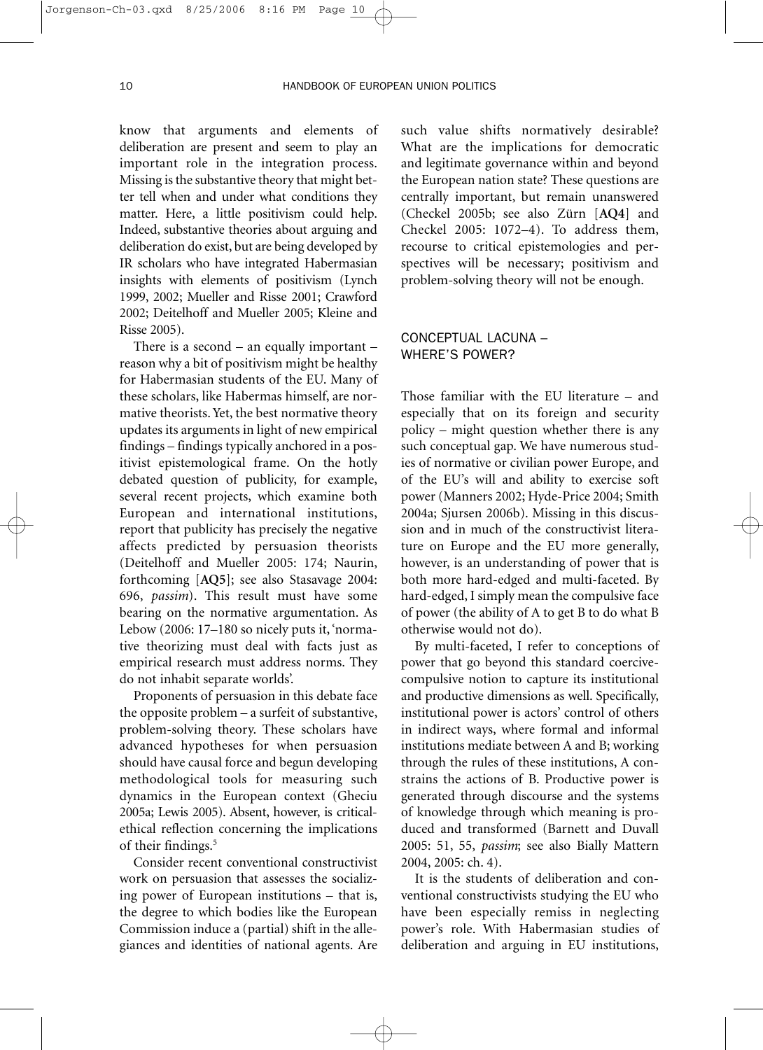know that arguments and elements of deliberation are present and seem to play an important role in the integration process. Missing is the substantive theory that might better tell when and under what conditions they matter. Here, a little positivism could help. Indeed, substantive theories about arguing and deliberation do exist, but are being developed by IR scholars who have integrated Habermasian insights with elements of positivism (Lynch 1999, 2002; Mueller and Risse 2001; Crawford 2002; Deitelhoff and Mueller 2005; Kleine and Risse 2005).

There is a second – an equally important – reason why a bit of positivism might be healthy for Habermasian students of the EU. Many of these scholars, like Habermas himself, are normative theorists. Yet, the best normative theory updates its arguments in light of new empirical findings – findings typically anchored in a positivist epistemological frame. On the hotly debated question of publicity, for example, several recent projects, which examine both European and international institutions, report that publicity has precisely the negative affects predicted by persuasion theorists (Deitelhoff and Mueller 2005: 174; Naurin, forthcoming [**AQ5**]; see also Stasavage 2004: 696, *passim*). This result must have some bearing on the normative argumentation. As Lebow (2006: 17–180 so nicely puts it, 'normative theorizing must deal with facts just as empirical research must address norms. They do not inhabit separate worlds'.

Proponents of persuasion in this debate face the opposite problem – a surfeit of substantive, problem-solving theory. These scholars have advanced hypotheses for when persuasion should have causal force and begun developing methodological tools for measuring such dynamics in the European context (Gheciu 2005a; Lewis 2005). Absent, however, is critical-ethical reflection concerning the implications of their findings.[5]

Consider recent conventional constructivist work on persuasion that assesses the socializing power of European institutions – that is, the degree to which bodies like the European Commission induce a (partial) shift in the allegiances and identities of national agents. Are such value shifts normatively desirable? What are the implications for democratic and legitimate governance within and beyond the European nation state? These questions are centrally important, but remain unanswered (Checkel 2005b; see also Zürn [**AQ4**] and Checkel 2005: 1072–4). To address them, recourse to critical epistemologies and perspectives will be necessary; positivism and problem-solving theory will not be enough.

## CONCEPTUAL LACUNA – WHERE'S POWER?

Those familiar with the EU literature – and especially that on its foreign and security policy – might question whether there is any such conceptual gap. We have numerous studies of normative or civilian power Europe, and of the EU's will and ability to exercise soft power (Manners 2002; Hyde-Price 2004; Smith 2004a; Sjursen 2006b). Missing in this discussion and in much of the constructivist literature on Europe and the EU more generally, however, is an understanding of power that is both more hard-edged and multi-faceted. By hard-edged, I simply mean the compulsive face of power (the ability of A to get B to do what B otherwise would not do).

By multi-faceted, I refer to conceptions of power that go beyond this standard coercive-compulsive notion to capture its institutional and productive dimensions as well. Specifically, institutional power is actors' control of others in indirect ways, where formal and informal institutions mediate between A and B; working through the rules of these institutions, A constrains the actions of B. Productive power is generated through discourse and the systems of knowledge through which meaning is produced and transformed (Barnett and Duvall 2005: 51, 55, *passim*; see also Bially Mattern 2004, 2005: ch. 4).

It is the students of deliberation and conventional constructivists studying the EU who have been especially remiss in neglecting power's role. With Habermasian studies of deliberation and arguing in EU institutions,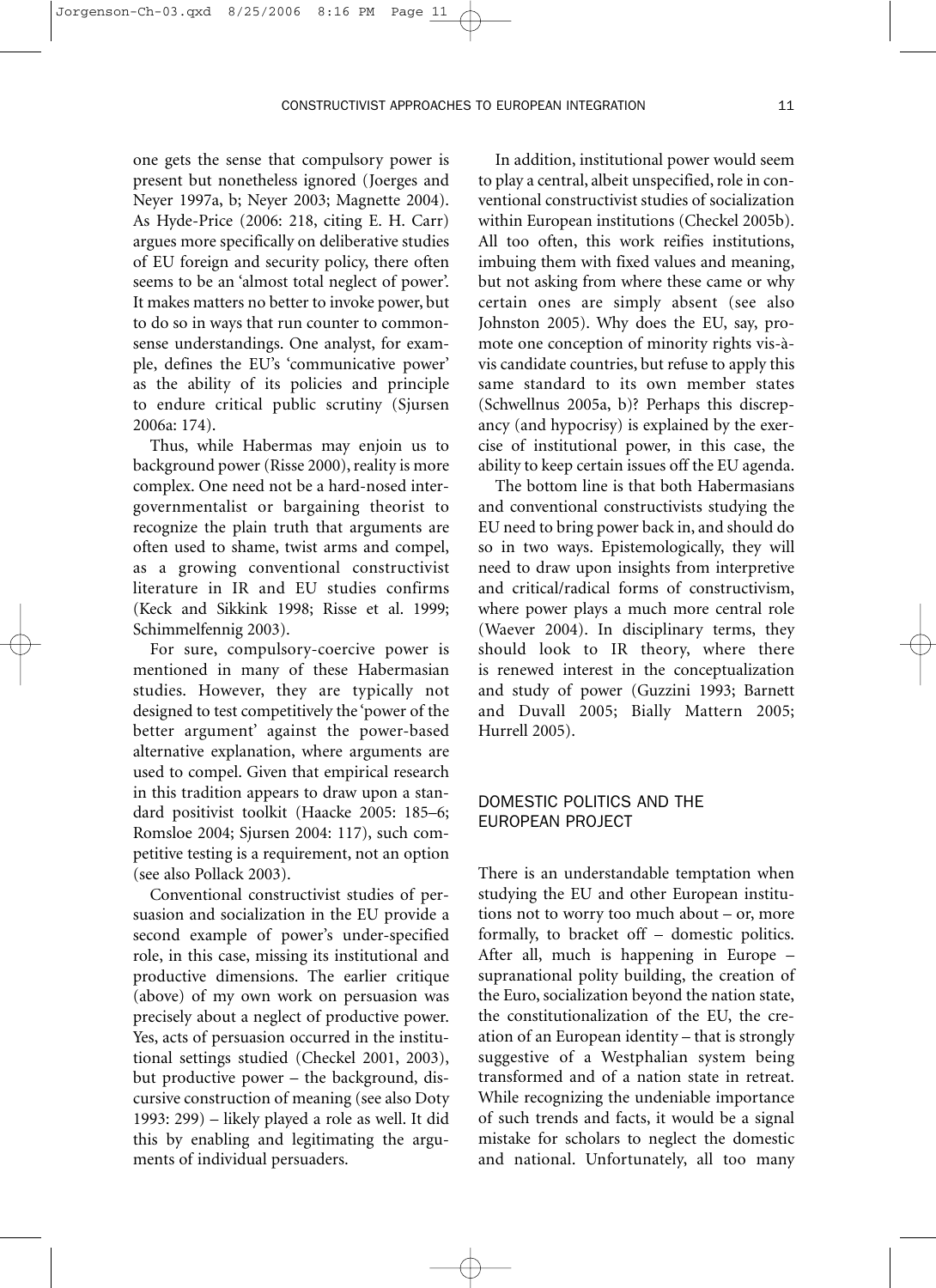one gets the sense that compulsory power is present but nonetheless ignored (Joerges and Neyer 1997a, b; Neyer 2003; Magnette 2004). As Hyde-Price (2006: 218, citing E. H. Carr) argues more specifically on deliberative studies of EU foreign and security policy, there often seems to be an 'almost total neglect of power'. It makes matters no better to invoke power, but to do so in ways that run counter to commonsense understandings. One analyst, for example, defines the EU's 'communicative power' as the ability of its policies and principle to endure critical public scrutiny (Sjursen 2006a: 174).

Thus, while Habermas may enjoin us to background power (Risse 2000), reality is more complex. One need not be a hard-nosed intergovernmentalist or bargaining theorist to recognize the plain truth that arguments are often used to shame, twist arms and compel, as a growing conventional constructivist literature in IR and EU studies confirms (Keck and Sikkink 1998; Risse et al. 1999; Schimmelfennig 2003).

For sure, compulsory-coercive power is mentioned in many of these Habermasian studies. However, they are typically not designed to test competitively the 'power of the better argument' against the power-based alternative explanation, where arguments are used to compel. Given that empirical research in this tradition appears to draw upon a standard positivist toolkit (Haacke 2005: 185–6; Romsloe 2004; Sjursen 2004: 117), such competitive testing is a requirement, not an option (see also Pollack 2003).

Conventional constructivist studies of persuasion and socialization in the EU provide a second example of power's under-specified role, in this case, missing its institutional and productive dimensions. The earlier critique (above) of my own work on persuasion was precisely about a neglect of productive power. Yes, acts of persuasion occurred in the institutional settings studied (Checkel 2001, 2003), but productive power – the background, discursive construction of meaning (see also Doty 1993: 299) – likely played a role as well. It did this by enabling and legitimating the arguments of individual persuaders.

In addition, institutional power would seem to play a central, albeit unspecified, role in conventional constructivist studies of socialization within European institutions (Checkel 2005b). All too often, this work reifies institutions, imbuing them with fixed values and meaning, but not asking from where these came or why certain ones are simply absent (see also Johnston 2005). Why does the EU, say, promote one conception of minority rights vis-à-vis candidate countries, but refuse to apply this same standard to its own member states (Schwellnus 2005a, b)? Perhaps this discrepancy (and hypocrisy) is explained by the exercise of institutional power, in this case, the ability to keep certain issues off the EU agenda.

The bottom line is that both Habermasians and conventional constructivists studying the EU need to bring power back in, and should do so in two ways. Epistemologically, they will need to draw upon insights from interpretive and critical/radical forms of constructivism, where power plays a much more central role (Waever 2004). In disciplinary terms, they should look to IR theory, where there is renewed interest in the conceptualization and study of power (Guzzini 1993; Barnett and Duvall 2005; Bially Mattern 2005; Hurrell 2005).

## DOMESTIC POLITICS AND THE EUROPEAN PROJECT

There is an understandable temptation when studying the EU and other European institutions not to worry too much about – or, more formally, to bracket off – domestic politics. After all, much is happening in Europe – supranational polity building, the creation of the Euro, socialization beyond the nation state, the constitutionalization of the EU, the creation of an European identity – that is strongly suggestive of a Westphalian system being transformed and of a nation state in retreat. While recognizing the undeniable importance of such trends and facts, it would be a signal mistake for scholars to neglect the domestic and national. Unfortunately, all too many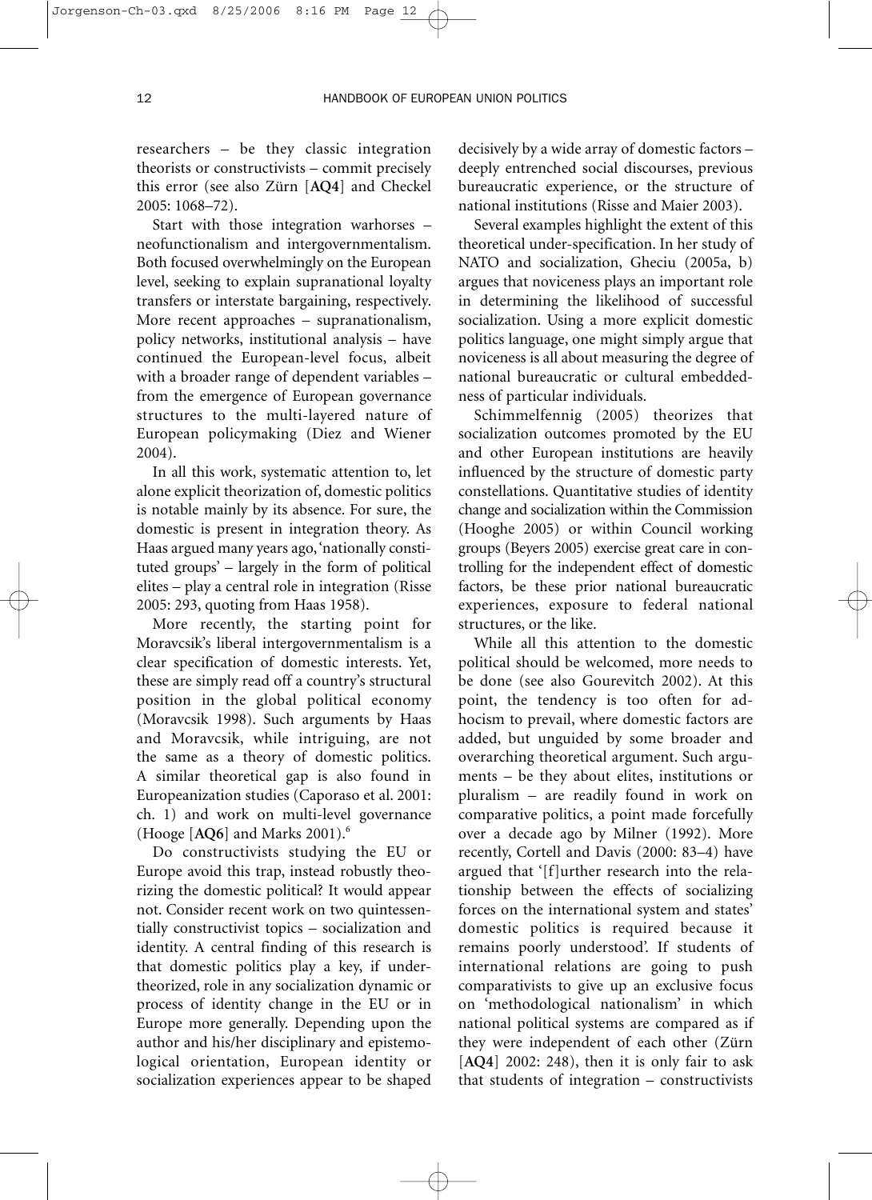researchers – be they classic integration theorists or constructivists – commit precisely this error (see also Zürn [**AQ4**] and Checkel 2005: 1068–72).

Start with those integration warhorses – neofunctionalism and intergovernmentalism. Both focused overwhelmingly on the European level, seeking to explain supranational loyalty transfers or interstate bargaining, respectively. More recent approaches – supranationalism, policy networks, institutional analysis – have continued the European-level focus, albeit with a broader range of dependent variables – from the emergence of European governance structures to the multi-layered nature of European policymaking (Diez and Wiener 2004).

In all this work, systematic attention to, let alone explicit theorization of, domestic politics is notable mainly by its absence. For sure, the domestic is present in integration theory. As Haas argued many years ago, 'nationally constituted groups' – largely in the form of political elites – play a central role in integration (Risse 2005: 293, quoting from Haas 1958).

More recently, the starting point for Moravcsik's liberal intergovernmentalism is a clear specification of domestic interests. Yet, these are simply read off a country's structural position in the global political economy (Moravcsik 1998). Such arguments by Haas and Moravcsik, while intriguing, are not the same as a theory of domestic politics. A similar theoretical gap is also found in Europeanization studies (Caporaso et al. 2001: ch. 1) and work on multi-level governance (Hooge [**AQ6**] and Marks 2001).[6]

Do constructivists studying the EU or Europe avoid this trap, instead robustly theorizing the domestic political? It would appear not. Consider recent work on two quintessentially constructivist topics – socialization and identity. A central finding of this research is that domestic politics play a key, if undertheorized, role in any socialization dynamic or process of identity change in the EU or in Europe more generally. Depending upon the author and his/her disciplinary and epistemological orientation, European identity or socialization experiences appear to be shaped decisively by a wide array of domestic factors – deeply entrenched social discourses, previous bureaucratic experience, or the structure of national institutions (Risse and Maier 2003).

Several examples highlight the extent of this theoretical under-specification. In her study of NATO and socialization, Gheciu (2005a, b) argues that noviceness plays an important role in determining the likelihood of successful socialization. Using a more explicit domestic politics language, one might simply argue that noviceness is all about measuring the degree of national bureaucratic or cultural embeddedness of particular individuals.

Schimmelfennig (2005) theorizes that socialization outcomes promoted by the EU and other European institutions are heavily influenced by the structure of domestic party constellations. Quantitative studies of identity change and socialization within the Commission (Hooghe 2005) or within Council working groups (Beyers 2005) exercise great care in controlling for the independent effect of domestic factors, be these prior national bureaucratic experiences, exposure to federal national structures, or the like.

While all this attention to the domestic political should be welcomed, more needs to be done (see also Gourevitch 2002). At this point, the tendency is too often for ad-hocism to prevail, where domestic factors are added, but unguided by some broader and overarching theoretical argument. Such arguments – be they about elites, institutions or pluralism – are readily found in work on comparative politics, a point made forcefully over a decade ago by Milner (1992). More recently, Cortell and Davis (2000: 83–4) have argued that '[f]urther research into the relationship between the effects of socializing forces on the international system and states' domestic politics is required because it remains poorly understood'. If students of international relations are going to push comparativists to give up an exclusive focus on 'methodological nationalism' in which national political systems are compared as if they were independent of each other (Zürn [**AQ4**] 2002: 248), then it is only fair to ask that students of integration – constructivists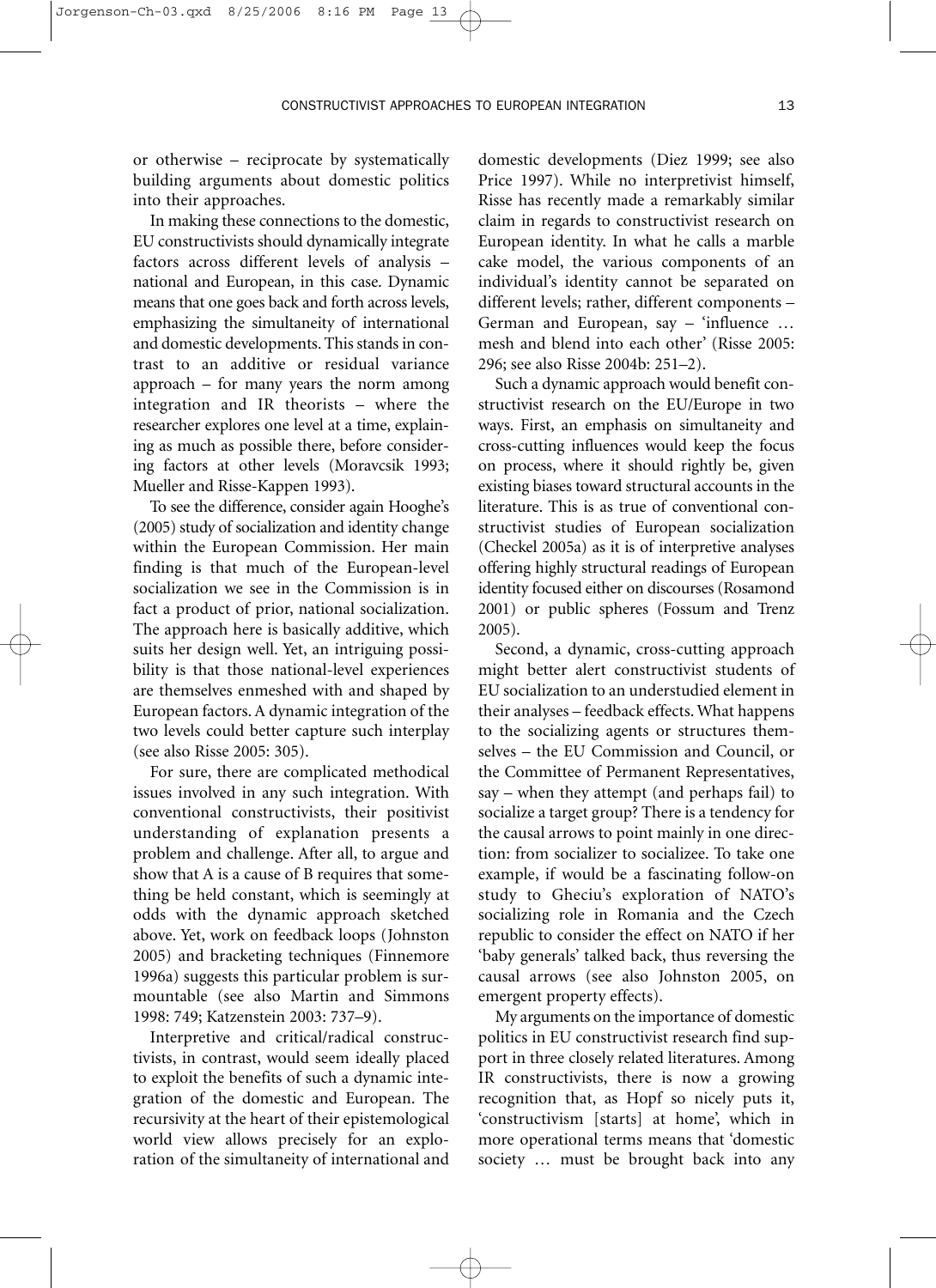or otherwise – reciprocate by systematically building arguments about domestic politics into their approaches.

In making these connections to the domestic, EU constructivists should dynamically integrate factors across different levels of analysis – national and European, in this case. Dynamic means that one goes back and forth across levels, emphasizing the simultaneity of international and domestic developments. This stands in contrast to an additive or residual variance approach – for many years the norm among integration and IR theorists – where the researcher explores one level at a time, explaining as much as possible there, before considering factors at other levels (Moravcsik 1993; Mueller and Risse-Kappen 1993).

To see the difference, consider again Hooghe's (2005) study of socialization and identity change within the European Commission. Her main finding is that much of the European-level socialization we see in the Commission is in fact a product of prior, national socialization. The approach here is basically additive, which suits her design well. Yet, an intriguing possibility is that those national-level experiences are themselves enmeshed with and shaped by European factors. A dynamic integration of the two levels could better capture such interplay (see also Risse 2005: 305).

For sure, there are complicated methodical issues involved in any such integration. With conventional constructivists, their positivist understanding of explanation presents a problem and challenge. After all, to argue and show that A is a cause of B requires that something be held constant, which is seemingly at odds with the dynamic approach sketched above. Yet, work on feedback loops (Johnston 2005) and bracketing techniques (Finnemore 1996a) suggests this particular problem is surmountable (see also Martin and Simmons 1998: 749; Katzenstein 2003: 737–9).

Interpretive and critical/radical constructivists, in contrast, would seem ideally placed to exploit the benefits of such a dynamic integration of the domestic and European. The recursivity at the heart of their epistemological world view allows precisely for an exploration of the simultaneity of international and domestic developments (Diez 1999; see also Price 1997). While no interpretivist himself, Risse has recently made a remarkably similar claim in regards to constructivist research on European identity. In what he calls a marble cake model, the various components of an individual's identity cannot be separated on different levels; rather, different components – German and European, say – 'influence … mesh and blend into each other' (Risse 2005: 296; see also Risse 2004b: 251–2).

Such a dynamic approach would benefit constructivist research on the EU/Europe in two ways. First, an emphasis on simultaneity and cross-cutting influences would keep the focus on process, where it should rightly be, given existing biases toward structural accounts in the literature. This is as true of conventional constructivist studies of European socialization (Checkel 2005a) as it is of interpretive analyses offering highly structural readings of European identity focused either on discourses (Rosamond 2001) or public spheres (Fossum and Trenz 2005).

Second, a dynamic, cross-cutting approach might better alert constructivist students of EU socialization to an understudied element in their analyses – feedback effects. What happens to the socializing agents or structures themselves – the EU Commission and Council, or the Committee of Permanent Representatives, say – when they attempt (and perhaps fail) to socialize a target group? There is a tendency for the causal arrows to point mainly in one direction: from socializer to socializee. To take one example, if would be a fascinating follow-on study to Gheciu's exploration of NATO's socializing role in Romania and the Czech republic to consider the effect on NATO if her 'baby generals' talked back, thus reversing the causal arrows (see also Johnston 2005, on emergent property effects).

My arguments on the importance of domestic politics in EU constructivist research find support in three closely related literatures. Among IR constructivists, there is now a growing recognition that, as Hopf so nicely puts it, 'constructivism [starts] at home', which in more operational terms means that 'domestic society … must be brought back into any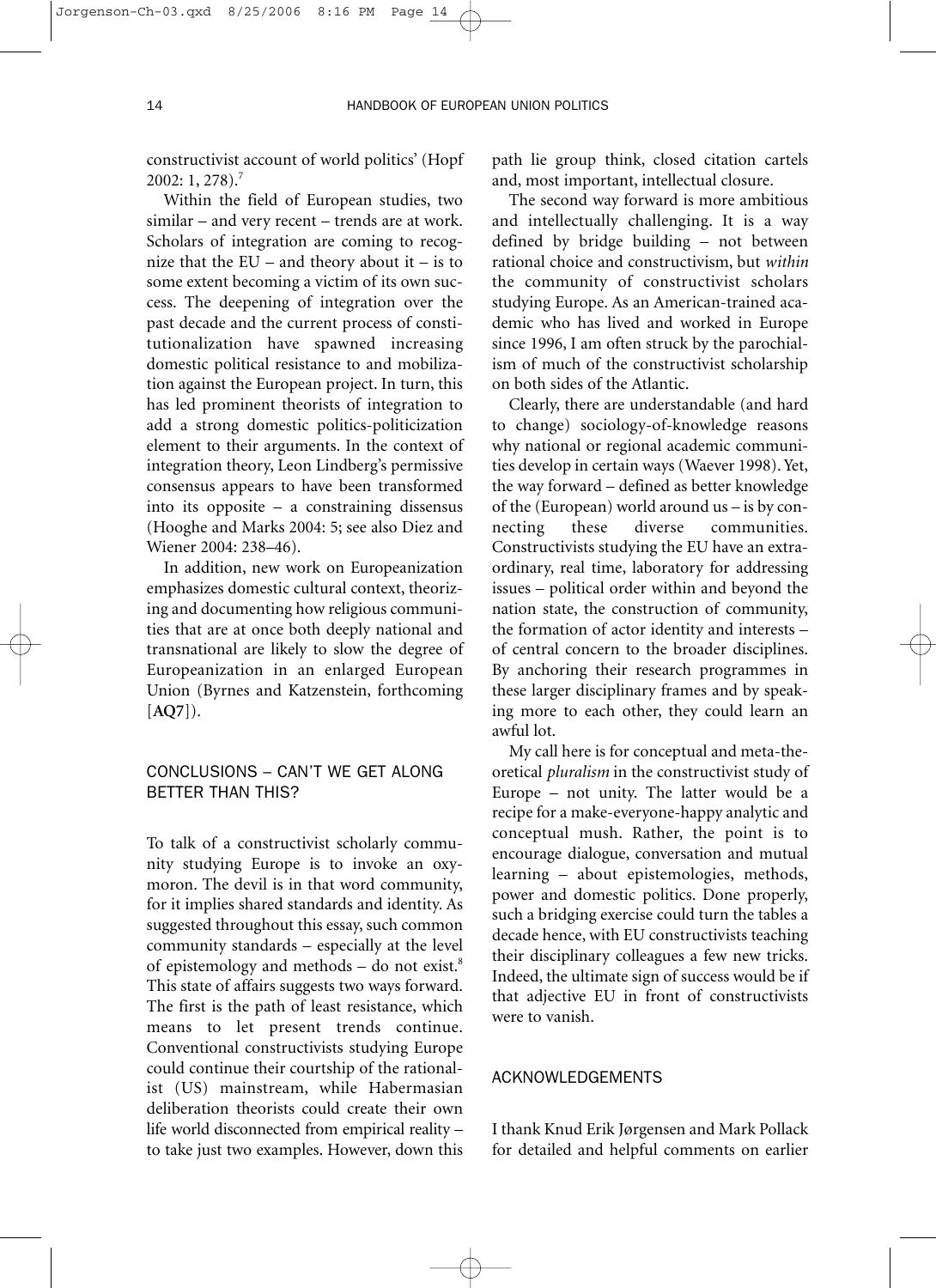constructivist account of world politics' (Hopf 2002: 1, 278).[7]

Within the field of European studies, two similar – and very recent – trends are at work. Scholars of integration are coming to recognize that the EU – and theory about it – is to some extent becoming a victim of its own success. The deepening of integration over the past decade and the current process of constitutionalization have spawned increasing domestic political resistance to and mobilization against the European project. In turn, this has led prominent theorists of integration to add a strong domestic politics-politicization element to their arguments. In the context of integration theory, Leon Lindberg's permissive consensus appears to have been transformed into its opposite – a constraining dissensus (Hooghe and Marks 2004: 5; see also Diez and Wiener 2004: 238–46).

In addition, new work on Europeanization emphasizes domestic cultural context, theorizing and documenting how religious communities that are at once both deeply national and transnational are likely to slow the degree of Europeanization in an enlarged European Union (Byrnes and Katzenstein, forthcoming [**AQ7**]).

## CONCLUSIONS – CAN'T WE GET ALONG BETTER THAN THIS?

To talk of a constructivist scholarly community studying Europe is to invoke an oxymoron. The devil is in that word community, for it implies shared standards and identity. As suggested throughout this essay, such common community standards – especially at the level of epistemology and methods – do not exist.[8] This state of affairs suggests two ways forward. The first is the path of least resistance, which means to let present trends continue. Conventional constructivists studying Europe could continue their courtship of the rationalist (US) mainstream, while Habermasian deliberation theorists could create their own life world disconnected from empirical reality – to take just two examples. However, down this path lie group think, closed citation cartels and, most important, intellectual closure.

The second way forward is more ambitious and intellectually challenging. It is a way defined by bridge building – not between rational choice and constructivism, but *within* the community of constructivist scholars studying Europe. As an American-trained academic who has lived and worked in Europe since 1996, I am often struck by the parochialism of much of the constructivist scholarship on both sides of the Atlantic.

Clearly, there are understandable (and hard to change) sociology-of-knowledge reasons why national or regional academic communities develop in certain ways (Waever 1998). Yet, the way forward – defined as better knowledge of the (European) world around us – is by connecting these diverse communities. Constructivists studying the EU have an extraordinary, real time, laboratory for addressing issues – political order within and beyond the nation state, the construction of community, the formation of actor identity and interests – of central concern to the broader disciplines. By anchoring their research programmes in these larger disciplinary frames and by speaking more to each other, they could learn an awful lot.

My call here is for conceptual and meta-theoretical *pluralism* in the constructivist study of Europe – not unity. The latter would be a recipe for a make-everyone-happy analytic and conceptual mush. Rather, the point is to encourage dialogue, conversation and mutual learning – about epistemologies, methods, power and domestic politics. Done properly, such a bridging exercise could turn the tables a decade hence, with EU constructivists teaching their disciplinary colleagues a few new tricks. Indeed, the ultimate sign of success would be if that adjective EU in front of constructivists were to vanish.

## ACKNOWLEDGEMENTS

I thank Knud Erik Jørgensen and Mark Pollack for detailed and helpful comments on earlier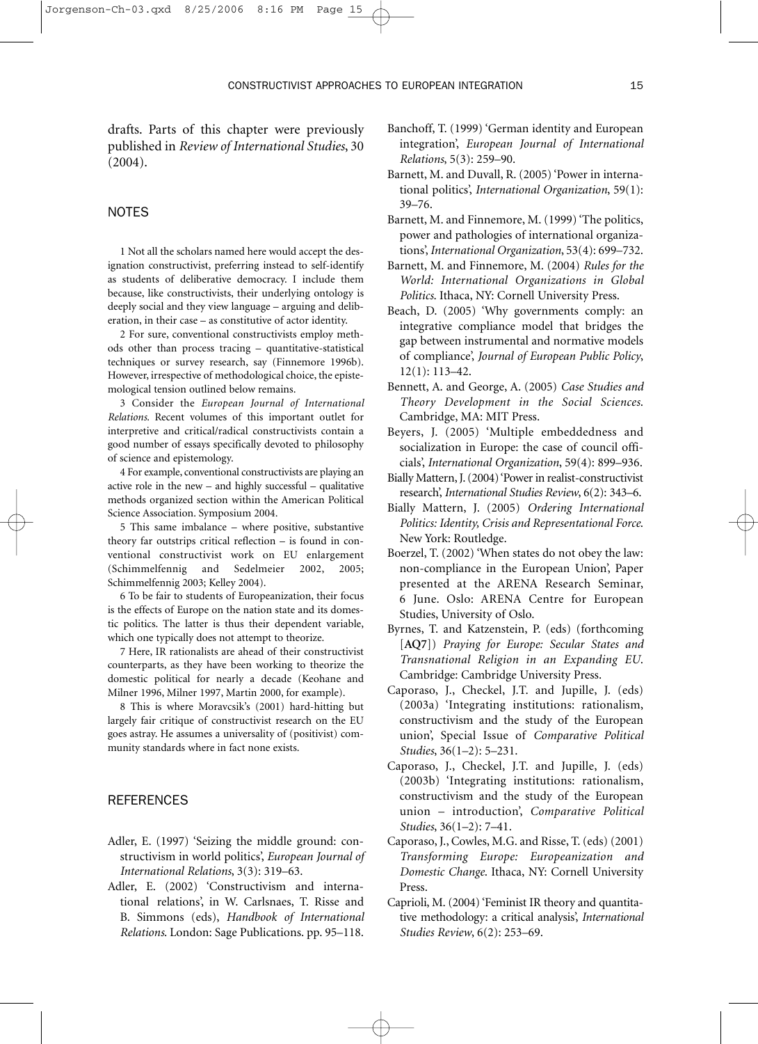drafts. Parts of this chapter were previously published in *Review of International Studies*, 30 (2004).

## NOTES

1 Not all the scholars named here would accept the designation constructivist, preferring instead to self-identify as students of deliberative democracy. I include them because, like constructivists, their underlying ontology is deeply social and they view language – arguing and deliberation, in their case – as constitutive of actor identity.

2 For sure, conventional constructivists employ methods other than process tracing – quantitative-statistical techniques or survey research, say (Finnemore 1996b). However, irrespective of methodological choice, the epistemological tension outlined below remains.

3 Consider the *European Journal of International Relations*. Recent volumes of this important outlet for interpretive and critical/radical constructivists contain a good number of essays specifically devoted to philosophy of science and epistemology.

4 For example, conventional constructivists are playing an active role in the new – and highly successful – qualitative methods organized section within the American Political Science Association. Symposium 2004.

5 This same imbalance – where positive, substantive theory far outstrips critical reflection – is found in conventional constructivist work on EU enlargement (Schimmelfennig and Sedelmeier 2002, 2005; Schimmelfennig 2003; Kelley 2004).

6 To be fair to students of Europeanization, their focus is the effects of Europe on the nation state and its domestic politics. The latter is thus their dependent variable, which one typically does not attempt to theorize.

7 Here, IR rationalists are ahead of their constructivist counterparts, as they have been working to theorize the domestic political for nearly a decade (Keohane and Milner 1996, Milner 1997, Martin 2000, for example).

8 This is where Moravcsik's (2001) hard-hitting but largely fair critique of constructivist research on the EU goes astray. He assumes a universality of (positivist) community standards where in fact none exists.

## REFERENCES

Adler, E. (1997) 'Seizing the middle ground: constructivism in world politics', *European Journal of International Relations*, 3(3): 319–63.

Adler, E. (2002) 'Constructivism and international relations', in W. Carlsnaes, T. Risse and B. Simmons (eds), *Handbook of International Relations*. London: Sage Publications. pp. 95–118.

Banchoff, T. (1999) 'German identity and European integration', *European Journal of International Relations*, 5(3): 259–90.

Barnett, M. and Duvall, R. (2005) 'Power in international politics', *International Organization*, 59(1): 39–76.

Barnett, M. and Finnemore, M. (1999) 'The politics, power and pathologies of international organizations', *International Organization*, 53(4): 699–732.

Barnett, M. and Finnemore, M. (2004) *Rules for the World: International Organizations in Global Politics*. Ithaca, NY: Cornell University Press.

Beach, D. (2005) 'Why governments comply: an integrative compliance model that bridges the gap between instrumental and normative models of compliance', *Journal of European Public Policy*, 12(1): 113–42.

Bennett, A. and George, A. (2005) *Case Studies and Theory Development in the Social Sciences*. Cambridge, MA: MIT Press.

Beyers, J. (2005) 'Multiple embeddedness and socialization in Europe: the case of council officials', *International Organization*, 59(4): 899–936.

Bially Mattern, J. (2004) 'Power in realist-constructivist research', *International Studies Review*, 6(2): 343–6.

Bially Mattern, J. (2005) *Ordering International Politics: Identity, Crisis and Representational Force*. New York: Routledge.

Boerzel, T. (2002) 'When states do not obey the law: non-compliance in the European Union', Paper presented at the ARENA Research Seminar, 6 June. Oslo: ARENA Centre for European Studies, University of Oslo.

Byrnes, T. and Katzenstein, P. (eds) (forthcoming [**AQ7**]) *Praying for Europe: Secular States and Transnational Religion in an Expanding EU*. Cambridge: Cambridge University Press.

Caporaso, J., Checkel, J.T. and Jupille, J. (eds) (2003a) 'Integrating institutions: rationalism, constructivism and the study of the European union', Special Issue of *Comparative Political Studies*, 36(1–2): 5–231.

Caporaso, J., Checkel, J.T. and Jupille, J. (eds) (2003b) 'Integrating institutions: rationalism, constructivism and the study of the European union – introduction', *Comparative Political Studies*, 36(1–2): 7–41.

Caporaso, J., Cowles, M.G. and Risse, T. (eds) (2001) *Transforming Europe: Europeanization and Domestic Change*. Ithaca, NY: Cornell University Press.

Caprioli, M. (2004) 'Feminist IR theory and quantitative methodology: a critical analysis', *International Studies Review*, 6(2): 253–69.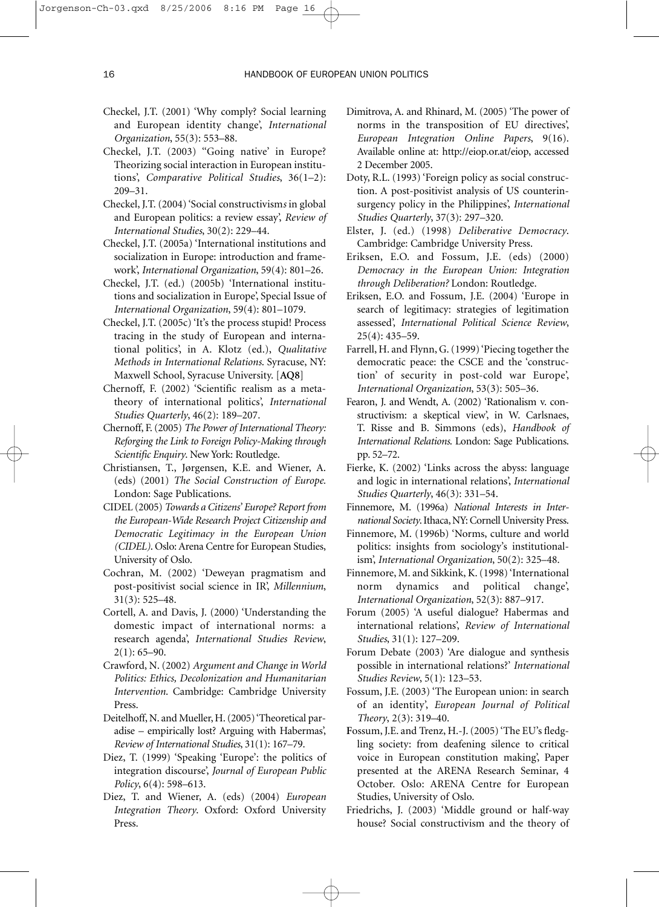Checkel, J.T. (2001) 'Why comply? Social learning and European identity change', *International Organization*, 55(3): 553–88.

Checkel, J.T. (2003) ''Going native' in Europe? Theorizing social interaction in European institutions', *Comparative Political Studies*, 36(1–2): 209–31.

Checkel, J.T. (2004) 'Social constructivism*s* in global and European politics: a review essay', *Review of International Studies*, 30(2): 229–44.

Checkel, J.T. (2005a) 'International institutions and socialization in Europe: introduction and framework', *International Organization*, 59(4): 801–26.

Checkel, J.T. (ed.) (2005b) 'International institutions and socialization in Europe', Special Issue of *International Organization*, 59(4): 801–1079.

Checkel, J.T. (2005c) 'It's the process stupid! Process tracing in the study of European and international politics', in A. Klotz (ed.), *Qualitative Methods in International Relations*. Syracuse, NY: Maxwell School, Syracuse University. [**AQ8**]

Chernoff, F. (2002) 'Scientific realism as a metatheory of international politics', *International Studies Quarterly*, 46(2): 189–207.

Chernoff, F. (2005) *The Power of International Theory: Reforging the Link to Foreign Policy-Making through Scientific Enquiry*. New York: Routledge.

Christiansen, T., Jørgensen, K.E. and Wiener, A. (eds) (2001) *The Social Construction of Europe*. London: Sage Publications.

CIDEL (2005) *Towards a Citizens' Europe? Report from the European-Wide Research Project Citizenship and Democratic Legitimacy in the European Union (CIDEL)*. Oslo: Arena Centre for European Studies, University of Oslo.

Cochran, M. (2002) 'Deweyan pragmatism and post-positivist social science in IR', *Millennium*, 31(3): 525–48.

Cortell, A. and Davis, J. (2000) 'Understanding the domestic impact of international norms: a research agenda', *International Studies Review*, 2(1): 65–90.

Crawford, N. (2002) *Argument and Change in World Politics: Ethics, Decolonization and Humanitarian Intervention*. Cambridge: Cambridge University Press.

Deitelhoff, N. and Mueller, H. (2005) 'Theoretical paradise – empirically lost? Arguing with Habermas', *Review of International Studies*, 31(1): 167–79.

Diez, T. (1999) 'Speaking 'Europe': the politics of integration discourse', *Journal of European Public Policy*, 6(4): 598–613.

Diez, T. and Wiener, A. (eds) (2004) *European Integration Theory*. Oxford: Oxford University Press.

Dimitrova, A. and Rhinard, M. (2005) 'The power of norms in the transposition of EU directives', *European Integration Online Papers*, 9(16). Available online at: http://eiop.or.at/eiop, accessed 2 December 2005.

Doty, R.L. (1993) 'Foreign policy as social construction. A post-positivist analysis of US counterinsurgency policy in the Philippines', *International Studies Quarterly*, 37(3): 297–320.

Elster, J. (ed.) (1998) *Deliberative Democracy*. Cambridge: Cambridge University Press.

Eriksen, E.O. and Fossum, J.E. (eds) (2000) *Democracy in the European Union: Integration through Deliberation?* London: Routledge.

Eriksen, E.O. and Fossum, J.E. (2004) 'Europe in search of legitimacy: strategies of legitimation assessed', *International Political Science Review*, 25(4): 435–59.

Farrell, H. and Flynn, G. (1999) 'Piecing together the democratic peace: the CSCE and the 'construction' of security in post-cold war Europe', *International Organization*, 53(3): 505–36.

Fearon, J. and Wendt, A. (2002) 'Rationalism v. constructivism: a skeptical view', in W. Carlsnaes, T. Risse and B. Simmons (eds), *Handbook of International Relations*. London: Sage Publications. pp. 52–72.

Fierke, K. (2002) 'Links across the abyss: language and logic in international relations', *International Studies Quarterly*, 46(3): 331–54.

Finnemore, M. (1996a) *National Interests in International Society*. Ithaca, NY: Cornell University Press.

Finnemore, M. (1996b) 'Norms, culture and world politics: insights from sociology's institutionalism', *International Organization*, 50(2): 325–48.

Finnemore, M. and Sikkink, K. (1998) 'International norm dynamics and political change', *International Organization*, 52(3): 887–917.

Forum (2005) 'A useful dialogue? Habermas and international relations', *Review of International Studies*, 31(1): 127–209.

Forum Debate (2003) 'Are dialogue and synthesis possible in international relations?' *International Studies Review*, 5(1): 123–53.

Fossum, J.E. (2003) 'The European union: in search of an identity', *European Journal of Political Theory*, 2(3): 319–40.

Fossum, J.E. and Trenz, H.-J. (2005) 'The EU's fledgling society: from deafening silence to critical voice in European constitution making', Paper presented at the ARENA Research Seminar, 4 October. Oslo: ARENA Centre for European Studies, University of Oslo.

Friedrichs, J. (2003) 'Middle ground or half-way house? Social constructivism and the theory of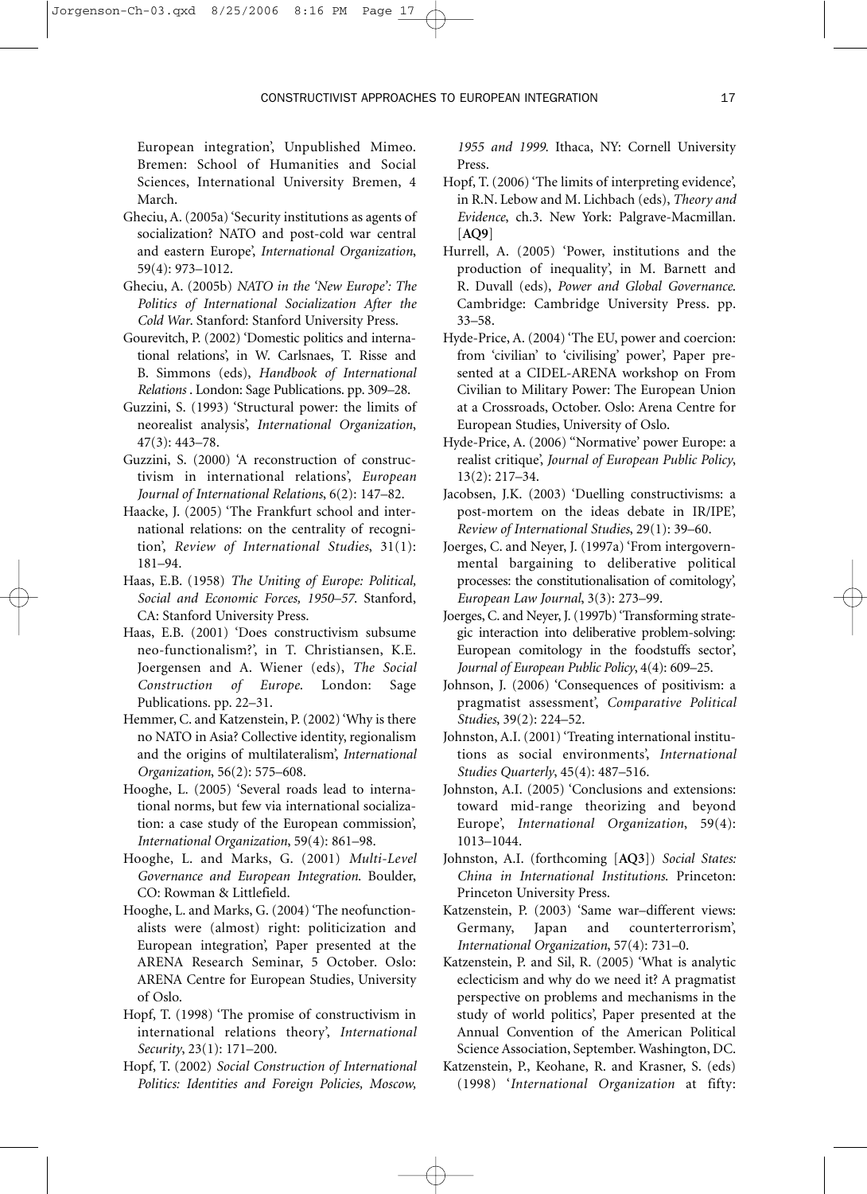European integration', Unpublished Mimeo. Bremen: School of Humanities and Social Sciences, International University Bremen, 4 March.

Gheciu, A. (2005a) 'Security institutions as agents of socialization? NATO and post-cold war central and eastern Europe', *International Organization*, 59(4): 973–1012.

Gheciu, A. (2005b) *NATO in the 'New Europe': The Politics of International Socialization After the Cold War*. Stanford: Stanford University Press.

Gourevitch, P. (2002) 'Domestic politics and international relations', in W. Carlsnaes, T. Risse and B. Simmons (eds), *Handbook of International Relations* . London: Sage Publications. pp. 309–28.

Guzzini, S. (1993) 'Structural power: the limits of neorealist analysis', *International Organization*, 47(3): 443–78.

Guzzini, S. (2000) 'A reconstruction of constructivism in international relations', *European Journal of International Relations*, 6(2): 147–82.

Haacke, J. (2005) 'The Frankfurt school and international relations: on the centrality of recognition', *Review of International Studies*, 31(1): 181–94.

Haas, E.B. (1958) *The Uniting of Europe: Political, Social and Economic Forces, 1950–57*. Stanford, CA: Stanford University Press.

Haas, E.B. (2001) 'Does constructivism subsume neo-functionalism?', in T. Christiansen, K.E. Joergensen and A. Wiener (eds), *The Social Construction of Europe*. London: Sage Publications. pp. 22–31.

Hemmer, C. and Katzenstein, P. (2002) 'Why is there no NATO in Asia? Collective identity, regionalism and the origins of multilateralism', *International Organization*, 56(2): 575–608.

Hooghe, L. (2005) 'Several roads lead to international norms, but few via international socialization: a case study of the European commission', *International Organization*, 59(4): 861–98.

Hooghe, L. and Marks, G. (2001) *Multi-Level Governance and European Integration*. Boulder, CO: Rowman & Littlefield.

Hooghe, L. and Marks, G. (2004) 'The neofunctionalists were (almost) right: politicization and European integration', Paper presented at the ARENA Research Seminar, 5 October. Oslo: ARENA Centre for European Studies, University of Oslo.

Hopf, T. (1998) 'The promise of constructivism in international relations theory', *International Security*, 23(1): 171–200.

Hopf, T. (2002) *Social Construction of International Politics: Identities and Foreign Policies, Moscow, 1955 and 1999*. Ithaca, NY: Cornell University Press.

Hopf, T. (2006) 'The limits of interpreting evidence', in R.N. Lebow and M. Lichbach (eds), *Theory and Evidence*, ch.3. New York: Palgrave-Macmillan. [**AQ9**]

Hurrell, A. (2005) 'Power, institutions and the production of inequality', in M. Barnett and R. Duvall (eds), *Power and Global Governance*. Cambridge: Cambridge University Press. pp. 33–58.

Hyde-Price, A. (2004) 'The EU, power and coercion: from 'civilian' to 'civilising' power', Paper presented at a CIDEL-ARENA workshop on From Civilian to Military Power: The European Union at a Crossroads, October. Oslo: Arena Centre for European Studies, University of Oslo.

Hyde-Price, A. (2006) ''Normative' power Europe: a realist critique', *Journal of European Public Policy*, 13(2): 217–34.

Jacobsen, J.K. (2003) 'Duelling constructivisms: a post-mortem on the ideas debate in IR/IPE', *Review of International Studies*, 29(1): 39–60.

Joerges, C. and Neyer, J. (1997a) 'From intergovernmental bargaining to deliberative political processes: the constitutionalisation of comitology', *European Law Journal*, 3(3): 273–99.

Joerges, C. and Neyer, J. (1997b) 'Transforming strategic interaction into deliberative problem-solving: European comitology in the foodstuffs sector', *Journal of European Public Policy*, 4(4): 609–25.

Johnson, J. (2006) 'Consequences of positivism: a pragmatist assessment', *Comparative Political Studies*, 39(2): 224–52.

Johnston, A.I. (2001) 'Treating international institutions as social environments', *International Studies Quarterly*, 45(4): 487–516.

Johnston, A.I. (2005) 'Conclusions and extensions: toward mid-range theorizing and beyond Europe', *International Organization*, 59(4): 1013–1044.

Johnston, A.I. (forthcoming [**AQ3**]) *Social States: China in International Institutions*. Princeton: Princeton University Press.

Katzenstein, P. (2003) 'Same war–different views: Germany, Japan and counterterrorism', *International Organization*, 57(4): 731–0.

Katzenstein, P. and Sil, R. (2005) 'What is analytic eclecticism and why do we need it? A pragmatist perspective on problems and mechanisms in the study of world politics', Paper presented at the Annual Convention of the American Political Science Association, September. Washington, DC.

Katzenstein, P., Keohane, R. and Krasner, S. (eds) (1998) '*International Organization* at fifty: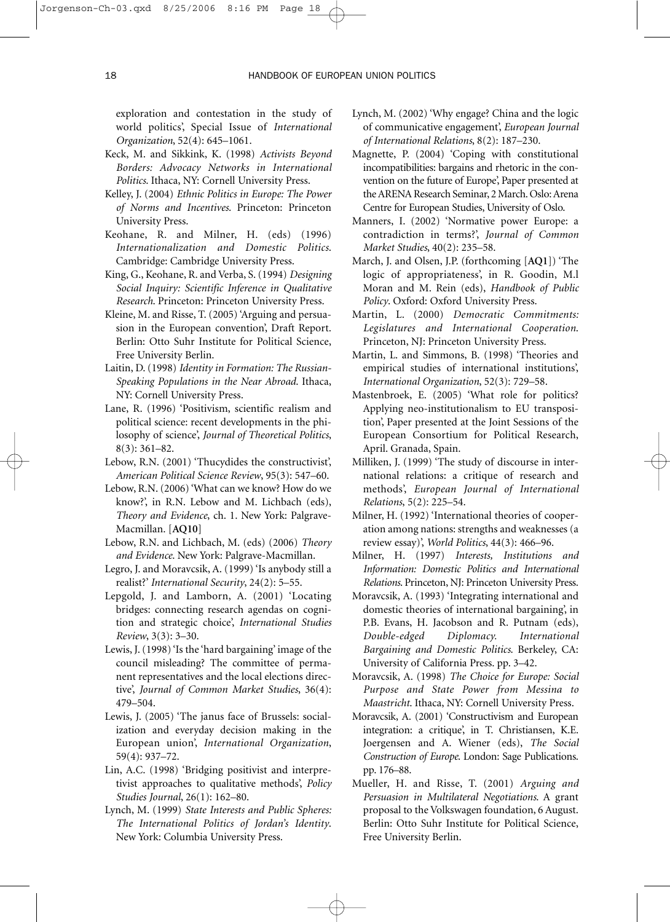exploration and contestation in the study of world politics', Special Issue of *International Organization*, 52(4): 645–1061.

Keck, M. and Sikkink, K. (1998) *Activists Beyond Borders: Advocacy Networks in International Politics*. Ithaca, NY: Cornell University Press.

Kelley, J. (2004) *Ethnic Politics in Europe: The Power of Norms and Incentives*. Princeton: Princeton University Press.

Keohane, R. and Milner, H. (eds) (1996) *Internationalization and Domestic Politics*. Cambridge: Cambridge University Press.

King, G., Keohane, R. and Verba, S. (1994) *Designing Social Inquiry: Scientific Inference in Qualitative Research*. Princeton: Princeton University Press.

Kleine, M. and Risse, T. (2005) 'Arguing and persuasion in the European convention', Draft Report. Berlin: Otto Suhr Institute for Political Science, Free University Berlin.

Laitin, D. (1998) *Identity in Formation: The Russian-Speaking Populations in the Near Abroad*. Ithaca, NY: Cornell University Press.

Lane, R. (1996) 'Positivism, scientific realism and political science: recent developments in the philosophy of science', *Journal of Theoretical Politics*, 8(3): 361–82.

Lebow, R.N. (2001) 'Thucydides the constructivist', *American Political Science Review*, 95(3): 547–60.

Lebow, R.N. (2006) 'What can we know? How do we know?', in R.N. Lebow and M. Lichbach (eds), *Theory and Evidence*, ch. 1. New York: Palgrave-Macmillan. [**AQ10**]

Lebow, R.N. and Lichbach, M. (eds) (2006) *Theory and Evidence*. New York: Palgrave-Macmillan.

Legro, J. and Moravcsik, A. (1999) 'Is anybody still a realist?' *International Security*, 24(2): 5–55.

Lepgold, J. and Lamborn, A. (2001) 'Locating bridges: connecting research agendas on cognition and strategic choice', *International Studies Review*, 3(3): 3–30.

Lewis, J. (1998) 'Is the 'hard bargaining' image of the council misleading? The committee of permanent representatives and the local elections directive', *Journal of Common Market Studies*, 36(4): 479–504.

Lewis, J. (2005) 'The janus face of Brussels: socialization and everyday decision making in the European union', *International Organization*, 59(4): 937–72.

Lin, A.C. (1998) 'Bridging positivist and interpretivist approaches to qualitative methods', *Policy Studies Journal*, 26(1): 162–80.

Lynch, M. (1999) *State Interests and Public Spheres: The International Politics of Jordan's Identity*. New York: Columbia University Press.

Lynch, M. (2002) 'Why engage? China and the logic of communicative engagement', *European Journal of International Relations*, 8(2): 187–230.

Magnette, P. (2004) 'Coping with constitutional incompatibilities: bargains and rhetoric in the convention on the future of Europe', Paper presented at the ARENA Research Seminar, 2 March. Oslo: Arena Centre for European Studies, University of Oslo.

Manners, I. (2002) 'Normative power Europe: a contradiction in terms?', *Journal of Common Market Studies*, 40(2): 235–58.

March, J. and Olsen, J.P. (forthcoming [**AQ1**]) 'The logic of appropriateness', in R. Goodin, M.l Moran and M. Rein (eds), *Handbook of Public Policy*. Oxford: Oxford University Press.

Martin, L. (2000) *Democratic Commitments: Legislatures and International Cooperation*. Princeton, NJ: Princeton University Press.

Martin, L. and Simmons, B. (1998) 'Theories and empirical studies of international institutions', *International Organization*, 52(3): 729–58.

Mastenbroek, E. (2005) 'What role for politics? Applying neo-institutionalism to EU transposition', Paper presented at the Joint Sessions of the European Consortium for Political Research, April. Granada, Spain.

Milliken, J. (1999) 'The study of discourse in international relations: a critique of research and methods', *European Journal of International Relations*, 5(2): 225–54.

Milner, H. (1992) 'International theories of cooperation among nations: strengths and weaknesses (a review essay)', *World Politics*, 44(3): 466–96.

Milner, H. (1997) *Interests, Institutions and Information: Domestic Politics and International Relations*. Princeton, NJ: Princeton University Press.

Moravcsik, A. (1993) 'Integrating international and domestic theories of international bargaining', in P.B. Evans, H. Jacobson and R. Putnam (eds), *Double-edged Diplomacy. International Bargaining and Domestic Politics*. Berkeley, CA: University of California Press. pp. 3–42.

Moravcsik, A. (1998) *The Choice for Europe: Social Purpose and State Power from Messina to Maastricht*. Ithaca, NY: Cornell University Press.

Moravcsik, A. (2001) 'Constructivism and European integration: a critique', in T. Christiansen, K.E. Joergensen and A. Wiener (eds), *The Social Construction of Europe*. London: Sage Publications. pp. 176–88.

Mueller, H. and Risse, T. (2001) *Arguing and Persuasion in Multilateral Negotiations*. A grant proposal to the Volkswagen foundation, 6 August. Berlin: Otto Suhr Institute for Political Science, Free University Berlin.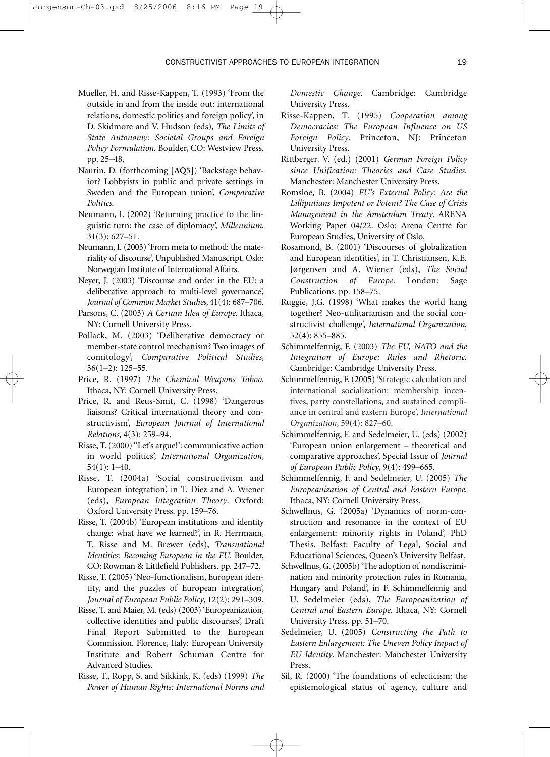Mueller, H. and Risse-Kappen, T. (1993) 'From the outside in and from the inside out: international relations, domestic politics and foreign policy', in D. Skidmore and V. Hudson (eds), *The Limits of State Autonomy: Societal Groups and Foreign Policy Formulation*. Boulder, CO: Westview Press. pp. 25–48.

Naurin, D. (forthcoming [**AQ5**]) 'Backstage behavior? Lobbyists in public and private settings in Sweden and the European union', *Comparative Politics*.

Neumann, I. (2002) 'Returning practice to the linguistic turn: the case of diplomacy', *Millennium*, 31(3): 627–51.

Neumann, I. (2003) 'From meta to method: the materiality of discourse', Unpublished Manuscript. Oslo: Norwegian Institute of International Affairs.

Neyer, J. (2003) 'Discourse and order in the EU: a deliberative approach to multi-level governance', *Journal of Common Market Studies*, 41(4): 687–706.

Parsons, C. (2003) *A Certain Idea of Europe*. Ithaca, NY: Cornell University Press.

Pollack, M. (2003) 'Deliberative democracy or member-state control mechanism? Two images of comitology', *Comparative Political Studies*, 36(1–2): 125–55.

Price, R. (1997) *The Chemical Weapons Taboo*. Ithaca, NY: Cornell University Press.

Price, R. and Reus-Smit, C. (1998) 'Dangerous liaisons? Critical international theory and constructivism', *European Journal of International Relations*, 4(3): 259–94.

Risse, T. (2000) "Let's argue!': communicative action in world politics', *International Organization*, 54(1): 1–40.

Risse, T. (2004a) 'Social constructivism and European integration', in T. Diez and A. Wiener (eds), *European Integration Theory*. Oxford: Oxford University Press. pp. 159–76.

Risse, T. (2004b) 'European institutions and identity change: what have we learned?', in R. Herrmann, T. Risse and M. Brewer (eds), *Transnational Identities: Becoming European in the EU*. Boulder, CO: Rowman & Littlefield Publishers. pp. 247–72.

Risse, T. (2005) 'Neo-functionalism, European identity, and the puzzles of European integration', *Journal of European Public Policy*, 12(2): 291–309.

Risse, T. and Maier, M. (eds) (2003) 'Europeanization, collective identities and public discourses', Draft Final Report Submitted to the European Commission. Florence, Italy: European University Institute and Robert Schuman Centre for Advanced Studies.

Risse, T., Ropp, S. and Sikkink, K. (eds) (1999) *The Power of Human Rights: International Norms and Domestic Change*. Cambridge: Cambridge University Press.

Risse-Kappen, T. (1995) *Cooperation among Democracies: The European Influence on US Foreign Policy*. Princeton, NJ: Princeton University Press.

Rittberger, V. (ed.) (2001) *German Foreign Policy since Unification: Theories and Case Studies*. Manchester: Manchester University Press.

Romsloe, B. (2004) *EU's External Policy: Are the Lilliputians Impotent or Potent? The Case of Crisis Management in the Amsterdam Treaty*. ARENA Working Paper 04/22. Oslo: Arena Centre for European Studies, University of Oslo.

Rosamond, B. (2001) 'Discourses of globalization and European identities', in T. Christiansen, K.E. Jørgensen and A. Wiener (eds), *The Social Construction of Europe*. London: Sage Publications. pp. 158–75.

Ruggie, J.G. (1998) 'What makes the world hang together? Neo-utilitarianism and the social constructivist challenge', *International Organization*, 52(4): 855–885.

Schimmelfennig, F. (2003) *The EU, NATO and the Integration of Europe: Rules and Rhetoric*. Cambridge: Cambridge University Press.

Schimmelfennig, F. (2005) 'Strategic calculation and international socialization: membership incentives, party constellations, and sustained compliance in central and eastern Europe', *International Organization*, 59(4): 827–60.

Schimmelfennig, F. and Sedelmeier, U. (eds) (2002) 'European union enlargement – theoretical and comparative approaches', Special Issue of *Journal of European Public Policy*, 9(4): 499–665.

Schimmelfennig, F. and Sedelmeier, U. (2005) *The Europeanization of Central and Eastern Europe*. Ithaca, NY: Cornell University Press.

Schwellnus, G. (2005a) 'Dynamics of norm-construction and resonance in the context of EU enlargement: minority rights in Poland', PhD Thesis. Belfast: Faculty of Legal, Social and Educational Sciences, Queen's University Belfast.

Schwellnus, G. (2005b) 'The adoption of nondiscrimination and minority protection rules in Romania, Hungary and Poland', in F. Schimmelfennig and U. Sedelmeier (eds), *The Europeanization of Central and Eastern Europe*. Ithaca, NY: Cornell University Press. pp. 51–70.

Sedelmeier, U. (2005) *Constructing the Path to Eastern Enlargement: The Uneven Policy Impact of EU Identity*. Manchester: Manchester University Press.

Sil, R. (2000) 'The foundations of eclecticism: the epistemological status of agency, culture and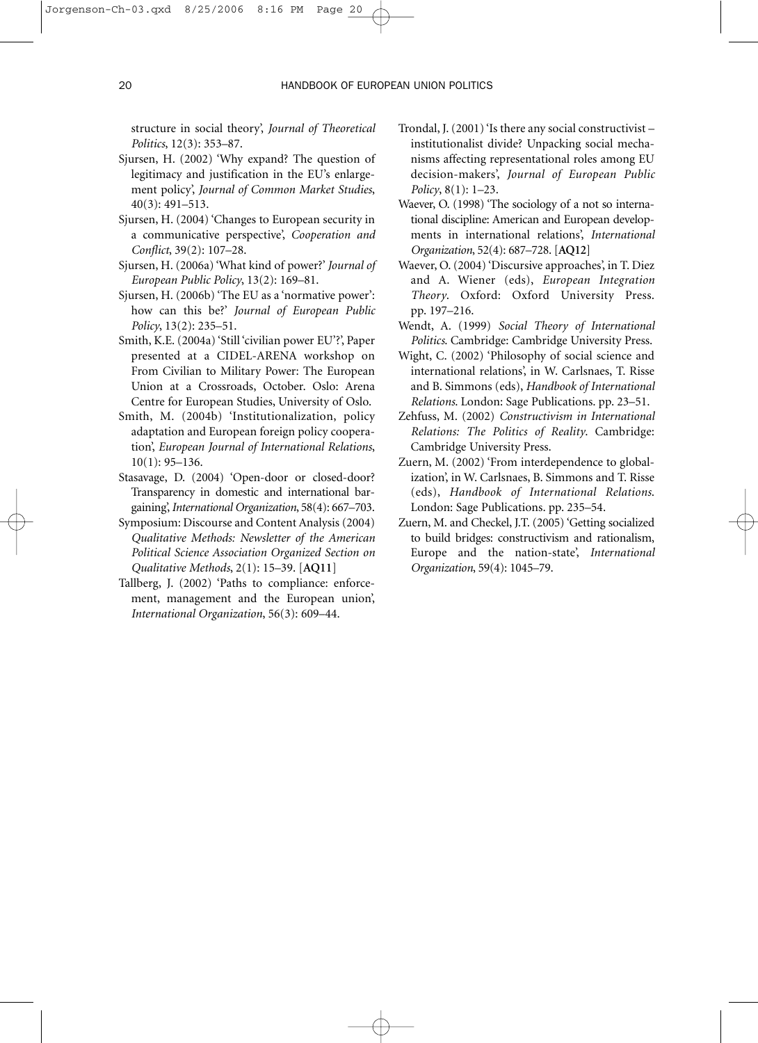structure in social theory', *Journal of Theoretical Politics*, 12(3): 353–87.

Sjursen, H. (2002) 'Why expand? The question of legitimacy and justification in the EU's enlargement policy', *Journal of Common Market Studies*, 40(3): 491–513.

Sjursen, H. (2004) 'Changes to European security in a communicative perspective', *Cooperation and Conflict*, 39(2): 107–28.

Sjursen, H. (2006a) 'What kind of power?' *Journal of European Public Policy*, 13(2): 169–81.

Sjursen, H. (2006b) 'The EU as a 'normative power': how can this be?' *Journal of European Public Policy*, 13(2): 235–51.

Smith, K.E. (2004a) 'Still 'civilian power EU'?', Paper presented at a CIDEL-ARENA workshop on From Civilian to Military Power: The European Union at a Crossroads, October. Oslo: Arena Centre for European Studies, University of Oslo.

Smith, M. (2004b) 'Institutionalization, policy adaptation and European foreign policy cooperation', *European Journal of International Relations*, 10(1): 95–136.

Stasavage, D. (2004) 'Open-door or closed-door? Transparency in domestic and international bargaining', *International Organization*, 58(4): 667–703.

Symposium: Discourse and Content Analysis (2004) *Qualitative Methods: Newsletter of the American Political Science Association Organized Section on Qualitative Methods*, 2(1): 15–39. [**AQ11**]

Tallberg, J. (2002) 'Paths to compliance: enforcement, management and the European union', *International Organization*, 56(3): 609–44.

Trondal, J. (2001) 'Is there any social constructivist – institutionalist divide? Unpacking social mechanisms affecting representational roles among EU decision-makers', *Journal of European Public Policy*, 8(1): 1–23.

Waever, O. (1998) 'The sociology of a not so international discipline: American and European developments in international relations', *International Organization*, 52(4): 687–728. [**AQ12**]

Waever, O. (2004) 'Discursive approaches', in T. Diez and A. Wiener (eds), *European Integration Theory*. Oxford: Oxford University Press. pp. 197–216.

Wendt, A. (1999) *Social Theory of International Politics*. Cambridge: Cambridge University Press.

Wight, C. (2002) 'Philosophy of social science and international relations', in W. Carlsnaes, T. Risse and B. Simmons (eds), *Handbook of International Relations*. London: Sage Publications. pp. 23–51.

Zehfuss, M. (2002) *Constructivism in International Relations: The Politics of Reality*. Cambridge: Cambridge University Press.

Zuern, M. (2002) 'From interdependence to globalization', in W. Carlsnaes, B. Simmons and T. Risse (eds), *Handbook of International Relations*. London: Sage Publications. pp. 235–54.

Zuern, M. and Checkel, J.T. (2005) 'Getting socialized to build bridges: constructivism and rationalism, Europe and the nation-state', *International Organization*, 59(4): 1045–79.